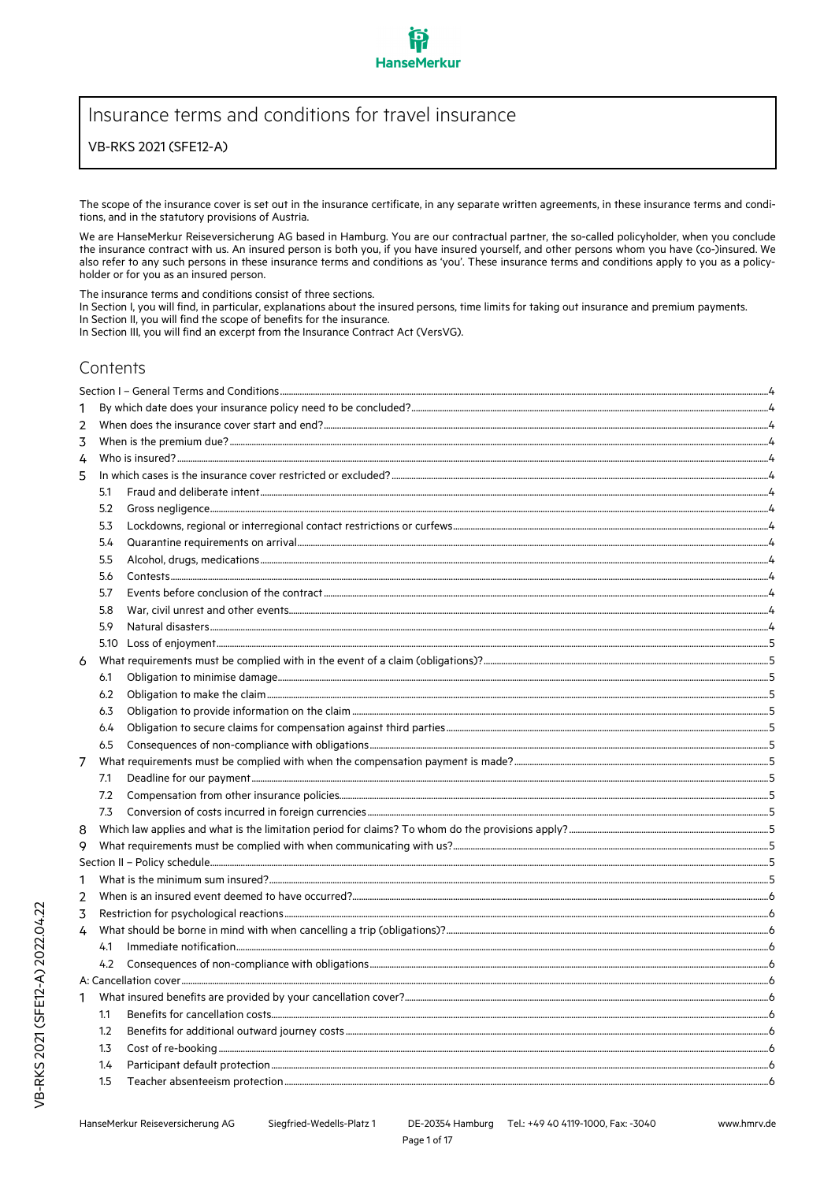# Insurance terms and conditions for travel insurance

VB-RKS 2021 (SFE12-A)

The scope of the insurance cover is set out in the insurance certificate, in any separate written agreements, in these insurance terms and conditions, and in the statutory provisions of Austria.

We are HanseMerkur Reiseversicherung AG based in Hamburg. You are our contractual partner, the so-called policyholder, when you conclude the insurance contract with us. An insured person is both you, if you have insured yourself, and other persons whom you have (co-)insured. We also refer to any such persons in these insurance terms and conditions as 'you'. These insurance terms and conditions apply to you as a policyholder or for you as an insured person.

The insurance terms and conditions consist of three sections.
In Section I, you will find, in particular, explanations about the insured persons, time limits for taking out insurance and premium payments.
In Section II, you will find the scope of benefits for the insurance.
In Section III, you will find an excerpt from the Insurance Contract Act (VersVG).

## Contents

Section I – General Terms and Conditions ... 4

1 By which date does your insurance policy need to be concluded? ... 4
2 When does the insurance cover start and end? ... 4
3 When is the premium due? ... 4
4 Who is insured? ... 4
5 In which cases is the insurance cover restricted or excluded? ... 4
   - 5.1 Fraud and deliberate intent ... 4
   - 5.2 Gross negligence ... 4
   - 5.3 Lockdowns, regional or interregional contact restrictions or curfews ... 4
   - 5.4 Quarantine requirements on arrival ... 4
   - 5.5 Alcohol, drugs, medications ... 4
   - 5.6 Contests ... 4
   - 5.7 Events before conclusion of the contract ... 4
   - 5.8 War, civil unrest and other events ... 4
   - 5.9 Natural disasters ... 4
   - 5.10 Loss of enjoyment ... 5
6 What requirements must be complied with in the event of a claim (obligations)? ... 5
   - 6.1 Obligation to minimise damage ... 5
   - 6.2 Obligation to make the claim ... 5
   - 6.3 Obligation to provide information on the claim ... 5
   - 6.4 Obligation to secure claims for compensation against third parties ... 5
   - 6.5 Consequences of non-compliance with obligations ... 5
7 What requirements must be complied with when the compensation payment is made? ... 5
   - 7.1 Deadline for our payment ... 5
   - 7.2 Compensation from other insurance policies ... 5
   - 7.3 Conversion of costs incurred in foreign currencies ... 5
8 Which law applies and what is the limitation period for claims? To whom do the provisions apply? ... 5
9 What requirements must be complied with when communicating with us? ... 5

Section II – Policy schedule ... 5

1 What is the minimum sum insured? ... 5
2 When is an insured event deemed to have occurred? ... 6
3 Restriction for psychological reactions ... 6
4 What should be borne in mind with when cancelling a trip (obligations)? ... 6
   - 4.1 Immediate notification ... 6
   - 4.2 Consequences of non-compliance with obligations ... 6

A: Cancellation cover ... 6

1 What insured benefits are provided by your cancellation cover? ... 6
   - 1.1 Benefits for cancellation costs ... 6
   - 1.2 Benefits for additional outward journey costs ... 6
   - 1.3 Cost of re-booking ... 6
   - 1.4 Participant default protection ... 6
   - 1.5 Teacher absenteeism protection ... 6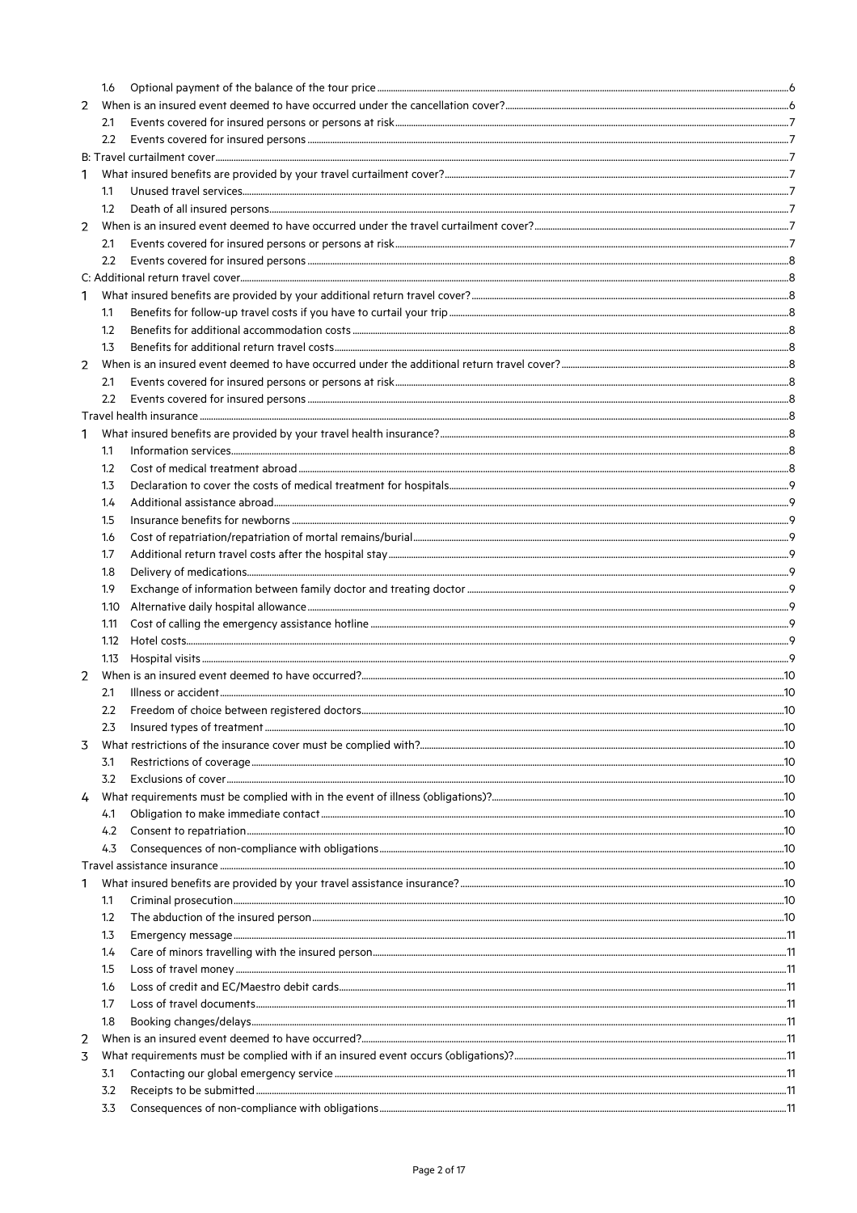- 1.6 Optional payment of the balance of the tour price ... 6
- 2 When is an insured event deemed to have occurred under the cancellation cover? ... 6
  - 2.1 Events covered for insured persons or persons at risk ... 7
  - 2.2 Events covered for insured persons ... 7

B: Travel curtailment cover ... 7

- 1 What insured benefits are provided by your travel curtailment cover? ... 7
  - 1.1 Unused travel services ... 7
  - 1.2 Death of all insured persons ... 7
- 2 When is an insured event deemed to have occurred under the travel curtailment cover? ... 7
  - 2.1 Events covered for insured persons or persons at risk ... 7
  - 2.2 Events covered for insured persons ... 8

C: Additional return travel cover ... 8

- 1 What insured benefits are provided by your additional return travel cover? ... 8
  - 1.1 Benefits for follow-up travel costs if you have to curtail your trip ... 8
  - 1.2 Benefits for additional accommodation costs ... 8
  - 1.3 Benefits for additional return travel costs ... 8
- 2 When is an insured event deemed to have occurred under the additional return travel cover? ... 8
  - 2.1 Events covered for insured persons or persons at risk ... 8
  - 2.2 Events covered for insured persons ... 8

Travel health insurance ... 8

- 1 What insured benefits are provided by your travel health insurance? ... 8
  - 1.1 Information services ... 8
  - 1.2 Cost of medical treatment abroad ... 8
  - 1.3 Declaration to cover the costs of medical treatment for hospitals ... 9
  - 1.4 Additional assistance abroad ... 9
  - 1.5 Insurance benefits for newborns ... 9
  - 1.6 Cost of repatriation/repatriation of mortal remains/burial ... 9
  - 1.7 Additional return travel costs after the hospital stay ... 9
  - 1.8 Delivery of medications ... 9
  - 1.9 Exchange of information between family doctor and treating doctor ... 9
  - 1.10 Alternative daily hospital allowance ... 9
  - 1.11 Cost of calling the emergency assistance hotline ... 9
  - 1.12 Hotel costs ... 9
  - 1.13 Hospital visits ... 9
- 2 When is an insured event deemed to have occurred? ... 10
  - 2.1 Illness or accident ... 10
  - 2.2 Freedom of choice between registered doctors ... 10
  - 2.3 Insured types of treatment ... 10
- 3 What restrictions of the insurance cover must be complied with? ... 10
  - 3.1 Restrictions of coverage ... 10
  - 3.2 Exclusions of cover ... 10
- 4 What requirements must be complied with in the event of illness (obligations)? ... 10
  - 4.1 Obligation to make immediate contact ... 10
  - 4.2 Consent to repatriation ... 10
  - 4.3 Consequences of non-compliance with obligations ... 10

Travel assistance insurance ... 10

- 1 What insured benefits are provided by your travel assistance insurance? ... 10
  - 1.1 Criminal prosecution ... 10
  - 1.2 The abduction of the insured person ... 10
  - 1.3 Emergency message ... 11
  - 1.4 Care of minors travelling with the insured person ... 11
  - 1.5 Loss of travel money ... 11
  - 1.6 Loss of credit and EC/Maestro debit cards ... 11
  - 1.7 Loss of travel documents ... 11
  - 1.8 Booking changes/delays ... 11
- 2 When is an insured event deemed to have occurred? ... 11
- 3 What requirements must be complied with if an insured event occurs (obligations)? ... 11
  - 3.1 Contacting our global emergency service ... 11
  - 3.2 Receipts to be submitted ... 11
  - 3.3 Consequences of non-compliance with obligations ... 11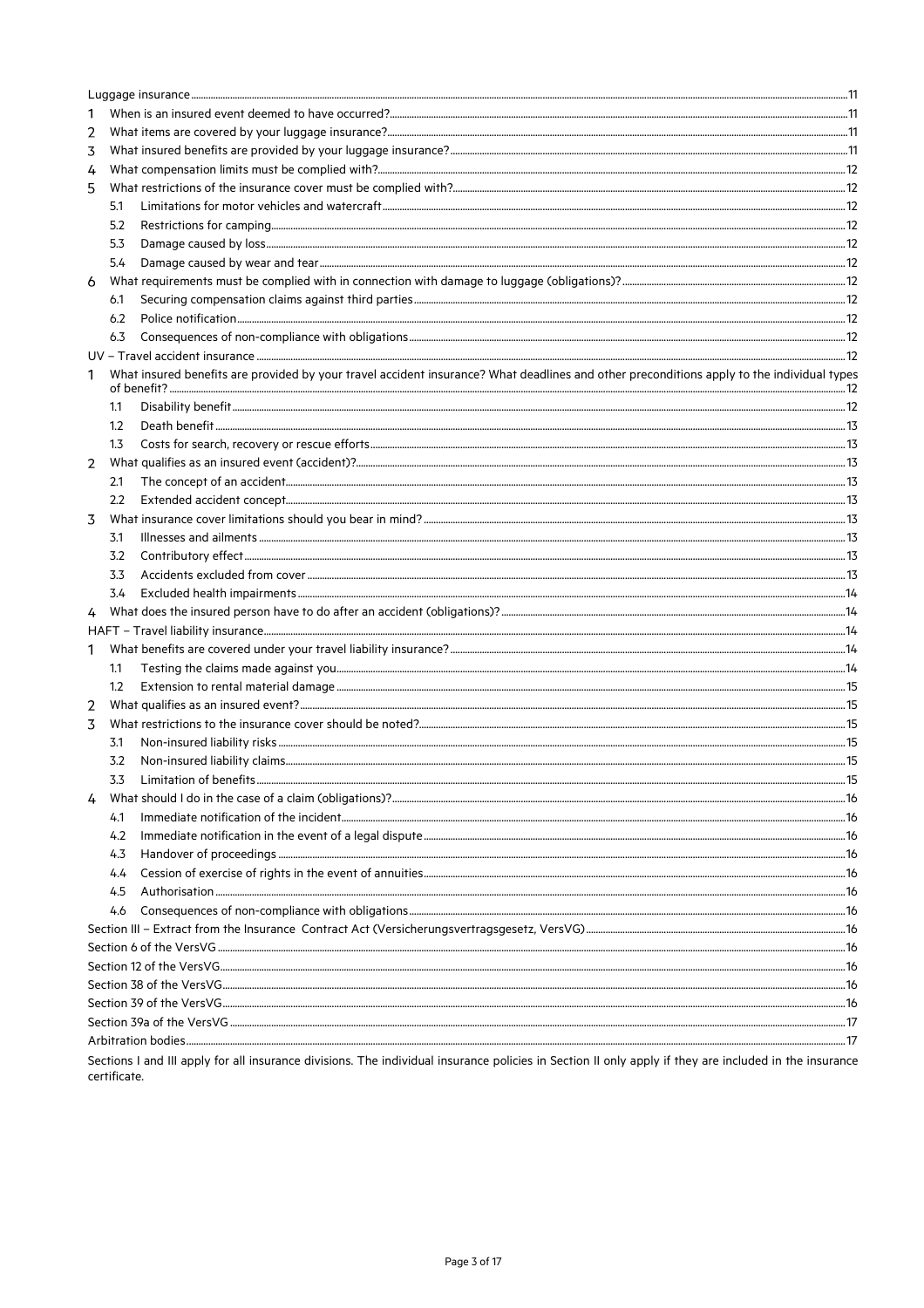Luggage insurance ..... 11

1 When is an insured event deemed to have occurred? ..... 11

2 What items are covered by your luggage insurance? ..... 11

3 What insured benefits are provided by your luggage insurance? ..... 11

4 What compensation limits must be complied with? ..... 12

5 What restrictions of the insurance cover must be complied with? ..... 12

- 5.1 Limitations for motor vehicles and watercraft ..... 12
- 5.2 Restrictions for camping ..... 12
- 5.3 Damage caused by loss ..... 12
- 5.4 Damage caused by wear and tear ..... 12

6 What requirements must be complied with in connection with damage to luggage (obligations)? ..... 12

- 6.1 Securing compensation claims against third parties ..... 12
- 6.2 Police notification ..... 12
- 6.3 Consequences of non-compliance with obligations ..... 12

UV – Travel accident insurance ..... 12

1 What insured benefits are provided by your travel accident insurance? What deadlines and other preconditions apply to the individual types of benefit? ..... 12

- 1.1 Disability benefit ..... 12
- 1.2 Death benefit ..... 13
- 1.3 Costs for search, recovery or rescue efforts ..... 13

2 What qualifies as an insured event (accident)? ..... 13

- 2.1 The concept of an accident ..... 13
- 2.2 Extended accident concept ..... 13

3 What insurance cover limitations should you bear in mind? ..... 13

- 3.1 Illnesses and ailments ..... 13
- 3.2 Contributory effect ..... 13
- 3.3 Accidents excluded from cover ..... 13
- 3.4 Excluded health impairments ..... 14

4 What does the insured person have to do after an accident (obligations)? ..... 14

HAFT – Travel liability insurance ..... 14

1 What benefits are covered under your travel liability insurance? ..... 14

- 1.1 Testing the claims made against you ..... 14
- 1.2 Extension to rental material damage ..... 15

2 What qualifies as an insured event? ..... 15

3 What restrictions to the insurance cover should be noted? ..... 15

- 3.1 Non-insured liability risks ..... 15
- 3.2 Non-insured liability claims ..... 15
- 3.3 Limitation of benefits ..... 15

4 What should I do in the case of a claim (obligations)? ..... 16

- 4.1 Immediate notification of the incident ..... 16
- 4.2 Immediate notification in the event of a legal dispute ..... 16
- 4.3 Handover of proceedings ..... 16
- 4.4 Cession of exercise of rights in the event of annuities ..... 16
- 4.5 Authorisation ..... 16
- 4.6 Consequences of non-compliance with obligations ..... 16

Section III – Extract from the Insurance Contract Act (Versicherungsvertragsgesetz, VersVG) ..... 16

Section 6 of the VersVG ..... 16

Section 12 of the VersVG ..... 16

Section 38 of the VersVG ..... 16

Section 39 of the VersVG ..... 16

Section 39a of the VersVG ..... 17

Arbitration bodies ..... 17

Sections I and III apply for all insurance divisions. The individual insurance policies in Section II only apply if they are included in the insurance certificate.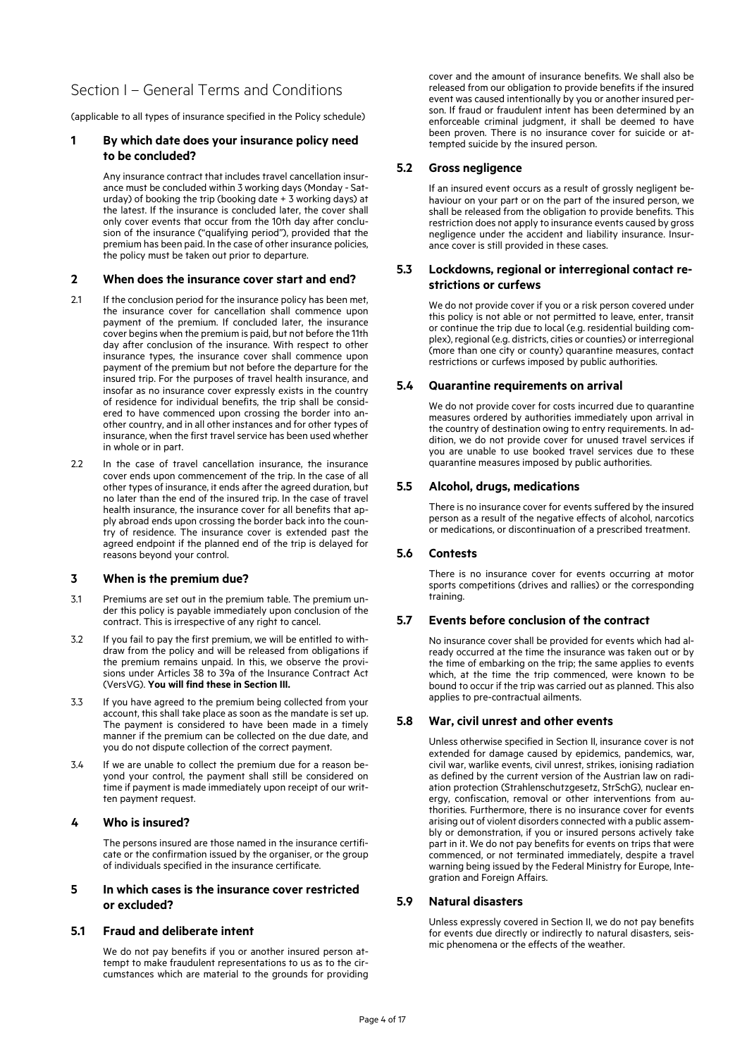# Section I – General Terms and Conditions

(applicable to all types of insurance specified in the Policy schedule)

## 1 By which date does your insurance policy need to be concluded?

Any insurance contract that includes travel cancellation insurance must be concluded within 3 working days (Monday - Saturday) of booking the trip (booking date + 3 working days) at the latest. If the insurance is concluded later, the cover shall only cover events that occur from the 10th day after conclusion of the insurance ("qualifying period"), provided that the premium has been paid. In the case of other insurance policies, the policy must be taken out prior to departure.

## 2 When does the insurance cover start and end?

2.1 If the conclusion period for the insurance policy has been met, the insurance cover for cancellation shall commence upon payment of the premium. If concluded later, the insurance cover begins when the premium is paid, but not before the 11th day after conclusion of the insurance. With respect to other insurance types, the insurance cover shall commence upon payment of the premium but not before the departure for the insured trip. For the purposes of travel health insurance, and insofar as no insurance cover expressly exists in the country of residence for individual benefits, the trip shall be considered to have commenced upon crossing the border into another country, and in all other instances and for other types of insurance, when the first travel service has been used whether in whole or in part.

2.2 In the case of travel cancellation insurance, the insurance cover ends upon commencement of the trip. In the case of all other types of insurance, it ends after the agreed duration, but no later than the end of the insured trip. In the case of travel health insurance, the insurance cover for all benefits that apply abroad ends upon crossing the border back into the country of residence. The insurance cover is extended past the agreed endpoint if the planned end of the trip is delayed for reasons beyond your control.

## 3 When is the premium due?

3.1 Premiums are set out in the premium table. The premium under this policy is payable immediately upon conclusion of the contract. This is irrespective of any right to cancel.

3.2 If you fail to pay the first premium, we will be entitled to withdraw from the policy and will be released from obligations if the premium remains unpaid. In this, we observe the provisions under Articles 38 to 39a of the Insurance Contract Act (VersVG). **You will find these in Section III.**

3.3 If you have agreed to the premium being collected from your account, this shall take place as soon as the mandate is set up. The payment is considered to have been made in a timely manner if the premium can be collected on the due date, and you do not dispute collection of the correct payment.

3.4 If we are unable to collect the premium due for a reason beyond your control, the payment shall still be considered on time if payment is made immediately upon receipt of our written payment request.

## 4 Who is insured?

The persons insured are those named in the insurance certificate or the confirmation issued by the organiser, or the group of individuals specified in the insurance certificate.

## 5 In which cases is the insurance cover restricted or excluded?

### 5.1 Fraud and deliberate intent

We do not pay benefits if you or another insured person attempt to make fraudulent representations to us as to the circumstances which are material to the grounds for providing cover and the amount of insurance benefits. We shall also be released from our obligation to provide benefits if the insured event was caused intentionally by you or another insured person. If fraud or fraudulent intent has been determined by an enforceable criminal judgment, it shall be deemed to have been proven. There is no insurance cover for suicide or attempted suicide by the insured person.

### 5.2 Gross negligence

If an insured event occurs as a result of grossly negligent behaviour on your part or on the part of the insured person, we shall be released from the obligation to provide benefits. This restriction does not apply to insurance events caused by gross negligence under the accident and liability insurance. Insurance cover is still provided in these cases.

### 5.3 Lockdowns, regional or interregional contact restrictions or curfews

We do not provide cover if you or a risk person covered under this policy is not able or not permitted to leave, enter, transit or continue the trip due to local (e.g. residential building complex), regional (e.g. districts, cities or counties) or interregional (more than one city or county) quarantine measures, contact restrictions or curfews imposed by public authorities.

### 5.4 Quarantine requirements on arrival

We do not provide cover for costs incurred due to quarantine measures ordered by authorities immediately upon arrival in the country of destination owing to entry requirements. In addition, we do not provide cover for unused travel services if you are unable to use booked travel services due to these quarantine measures imposed by public authorities.

### 5.5 Alcohol, drugs, medications

There is no insurance cover for events suffered by the insured person as a result of the negative effects of alcohol, narcotics or medications, or discontinuation of a prescribed treatment.

### 5.6 Contests

There is no insurance cover for events occurring at motor sports competitions (drives and rallies) or the corresponding training.

### 5.7 Events before conclusion of the contract

No insurance cover shall be provided for events which had already occurred at the time the insurance was taken out or by the time of embarking on the trip; the same applies to events which, at the time the trip commenced, were known to be bound to occur if the trip was carried out as planned. This also applies to pre-contractual ailments.

### 5.8 War, civil unrest and other events

Unless otherwise specified in Section II, insurance cover is not extended for damage caused by epidemics, pandemics, war, civil war, warlike events, civil unrest, strikes, ionising radiation as defined by the current version of the Austrian law on radiation protection (Strahlenschutzgesetz, StrSchG), nuclear energy, confiscation, removal or other interventions from authorities. Furthermore, there is no insurance cover for events arising out of violent disorders connected with a public assembly or demonstration, if you or insured persons actively take part in it. We do not pay benefits for events on trips that were commenced, or not terminated immediately, despite a travel warning being issued by the Federal Ministry for Europe, Integration and Foreign Affairs.

### 5.9 Natural disasters

Unless expressly covered in Section II, we do not pay benefits for events due directly or indirectly to natural disasters, seismic phenomena or the effects of the weather.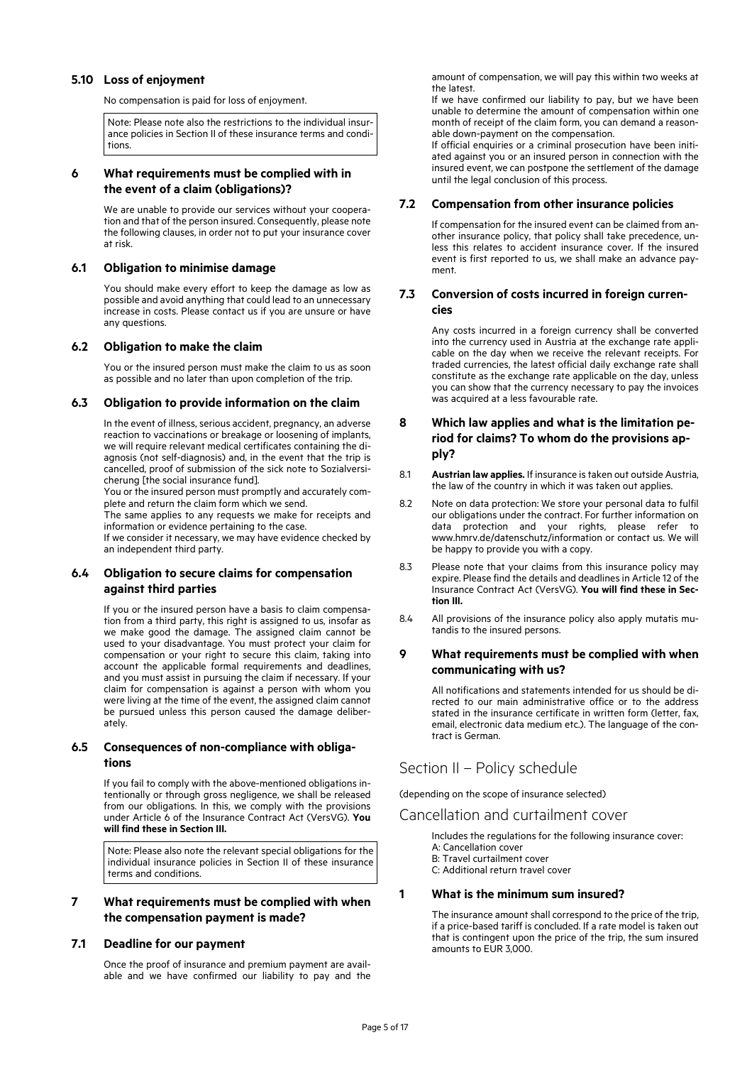### 5.10 Loss of enjoyment

No compensation is paid for loss of enjoyment.

> Note: Please note also the restrictions to the individual insurance policies in Section II of these insurance terms and conditions.

## 6 What requirements must be complied with in the event of a claim (obligations)?

We are unable to provide our services without your cooperation and that of the person insured. Consequently, please note the following clauses, in order not to put your insurance cover at risk.

### 6.1 Obligation to minimise damage

You should make every effort to keep the damage as low as possible and avoid anything that could lead to an unnecessary increase in costs. Please contact us if you are unsure or have any questions.

### 6.2 Obligation to make the claim

You or the insured person must make the claim to us as soon as possible and no later than upon completion of the trip.

### 6.3 Obligation to provide information on the claim

In the event of illness, serious accident, pregnancy, an adverse reaction to vaccinations or breakage or loosening of implants, we will require relevant medical certificates containing the diagnosis (not self-diagnosis) and, in the event that the trip is cancelled, proof of submission of the sick note to Sozialversicherung [the social insurance fund].

You or the insured person must promptly and accurately complete and return the claim form which we send.

The same applies to any requests we make for receipts and information or evidence pertaining to the case.

If we consider it necessary, we may have evidence checked by an independent third party.

### 6.4 Obligation to secure claims for compensation against third parties

If you or the insured person have a basis to claim compensation from a third party, this right is assigned to us, insofar as we make good the damage. The assigned claim cannot be used to your disadvantage. You must protect your claim for compensation or your right to secure this claim, taking into account the applicable formal requirements and deadlines, and you must assist in pursuing the claim if necessary. If your claim for compensation is against a person with whom you were living at the time of the event, the assigned claim cannot be pursued unless this person caused the damage deliberately.

### 6.5 Consequences of non-compliance with obligations

If you fail to comply with the above-mentioned obligations intentionally or through gross negligence, we shall be released from our obligations. In this, we comply with the provisions under Article 6 of the Insurance Contract Act (VersVG). **You will find these in Section III.**

> Note: Please also note the relevant special obligations for the individual insurance policies in Section II of these insurance terms and conditions.

## 7 What requirements must be complied with when the compensation payment is made?

### 7.1 Deadline for our payment

Once the proof of insurance and premium payment are available and we have confirmed our liability to pay and the amount of compensation, we will pay this within two weeks at the latest.

If we have confirmed our liability to pay, but we have been unable to determine the amount of compensation within one month of receipt of the claim form, you can demand a reasonable down-payment on the compensation.

If official enquiries or a criminal prosecution have been initiated against you or an insured person in connection with the insured event, we can postpone the settlement of the damage until the legal conclusion of this process.

### 7.2 Compensation from other insurance policies

If compensation for the insured event can be claimed from another insurance policy, that policy shall take precedence, unless this relates to accident insurance cover. If the insured event is first reported to us, we shall make an advance payment.

### 7.3 Conversion of costs incurred in foreign currencies

Any costs incurred in a foreign currency shall be converted into the currency used in Austria at the exchange rate applicable on the day when we receive the relevant receipts. For traded currencies, the latest official daily exchange rate shall constitute as the exchange rate applicable on the day, unless you can show that the currency necessary to pay the invoices was acquired at a less favourable rate.

## 8 Which law applies and what is the limitation period for claims? To whom do the provisions apply?

8.1 **Austrian law applies.** If insurance is taken out outside Austria, the law of the country in which it was taken out applies.

8.2 Note on data protection: We store your personal data to fulfil our obligations under the contract. For further information on data protection and your rights, please refer to www.hmrv.de/datenschutz/information or contact us. We will be happy to provide you with a copy.

8.3 Please note that your claims from this insurance policy may expire. Please find the details and deadlines in Article 12 of the Insurance Contract Act (VersVG). **You will find these in Section III.**

8.4 All provisions of the insurance policy also apply mutatis mutandis to the insured persons.

## 9 What requirements must be complied with when communicating with us?

All notifications and statements intended for us should be directed to our main administrative office or to the address stated in the insurance certificate in written form (letter, fax, email, electronic data medium etc.). The language of the contract is German.

# Section II – Policy schedule

(depending on the scope of insurance selected)

# Cancellation and curtailment cover

Includes the regulations for the following insurance cover:
A: Cancellation cover
B: Travel curtailment cover
C: Additional return travel cover

## 1 What is the minimum sum insured?

The insurance amount shall correspond to the price of the trip, if a price-based tariff is concluded. If a rate model is taken out that is contingent upon the price of the trip, the sum insured amounts to EUR 3,000.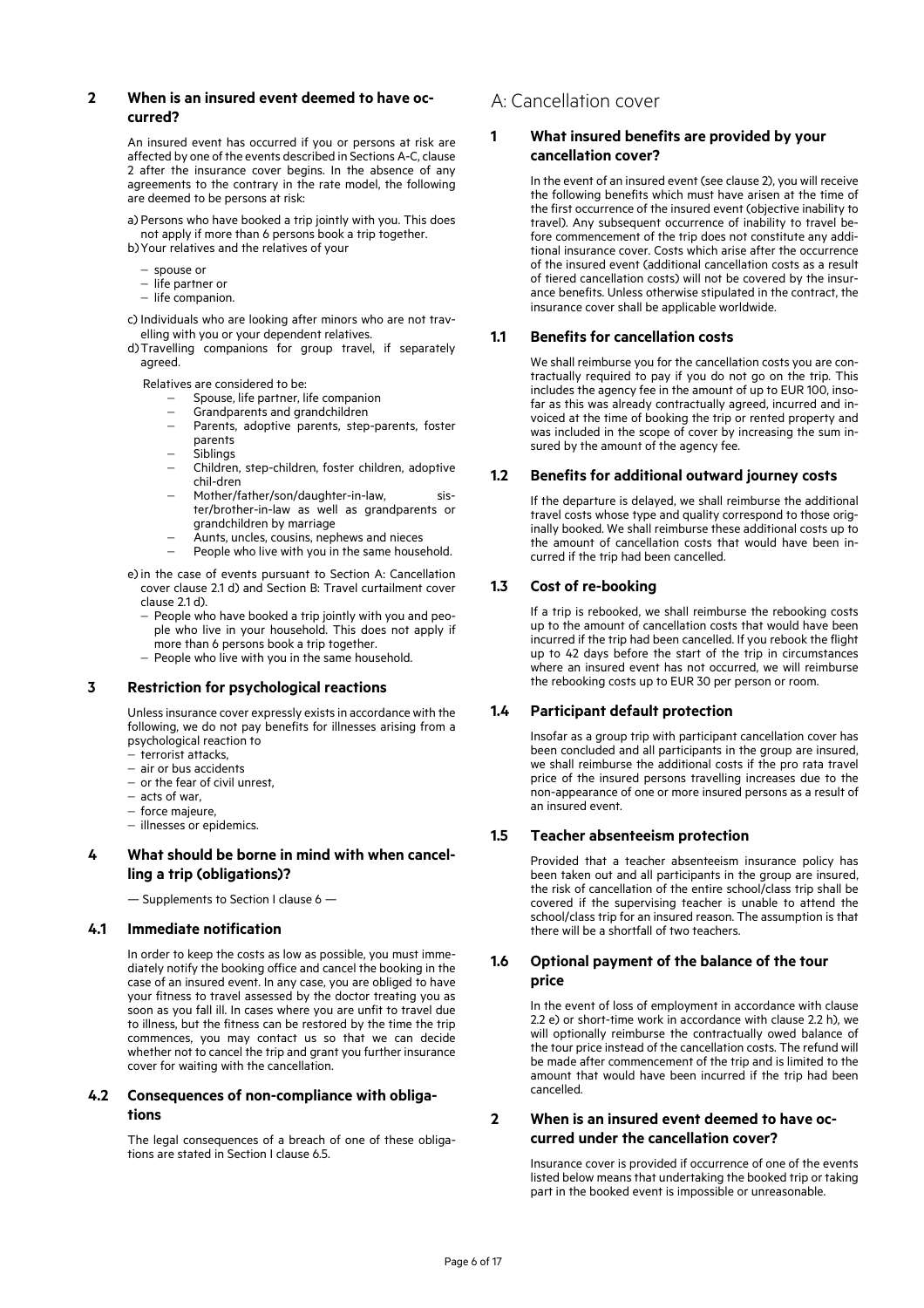## 2 When is an insured event deemed to have occurred?

An insured event has occurred if you or persons at risk are affected by one of the events described in Sections A-C, clause 2 after the insurance cover begins. In the absence of any agreements to the contrary in the rate model, the following are deemed to be persons at risk:

a) Persons who have booked a trip jointly with you. This does not apply if more than 6 persons book a trip together.
b) Your relatives and the relatives of your
   - spouse or
   - life partner or
   - life companion.
c) Individuals who are looking after minors who are not travelling with you or your dependent relatives.
d) Travelling companions for group travel, if separately agreed.

Relatives are considered to be:

- Spouse, life partner, life companion
- Grandparents and grandchildren
- Parents, adoptive parents, step-parents, foster parents
- Siblings
- Children, step-children, foster children, adoptive chil-dren
- Mother/father/son/daughter-in-law, sister/brother-in-law as well as grandparents or grandchildren by marriage
- Aunts, uncles, cousins, nephews and nieces
- People who live with you in the same household.

e) in the case of events pursuant to Section A: Cancellation cover clause 2.1 d) and Section B: Travel curtailment cover clause 2.1 d).
   - People who have booked a trip jointly with you and people who live in your household. This does not apply if more than 6 persons book a trip together.
   - People who live with you in the same household.

## 3 Restriction for psychological reactions

Unless insurance cover expressly exists in accordance with the following, we do not pay benefits for illnesses arising from a psychological reaction to

- terrorist attacks,
- air or bus accidents
- or the fear of civil unrest,
- acts of war,
- force majeure,
- illnesses or epidemics.

## 4 What should be borne in mind with when cancelling a trip (obligations)?

— Supplements to Section I clause 6 —

### 4.1 Immediate notification

In order to keep the costs as low as possible, you must immediately notify the booking office and cancel the booking in the case of an insured event. In any case, you are obliged to have your fitness to travel assessed by the doctor treating you as soon as you fall ill. In cases where you are unfit to travel due to illness, but the fitness can be restored by the time the trip commences, you may contact us so that we can decide whether not to cancel the trip and grant you further insurance cover for waiting with the cancellation.

### 4.2 Consequences of non-compliance with obligations

The legal consequences of a breach of one of these obligations are stated in Section I clause 6.5.

# A: Cancellation cover

## 1 What insured benefits are provided by your cancellation cover?

In the event of an insured event (see clause 2), you will receive the following benefits which must have arisen at the time of the first occurrence of the insured event (objective inability to travel). Any subsequent occurrence of inability to travel before commencement of the trip does not constitute any additional insurance cover. Costs which arise after the occurrence of the insured event (additional cancellation costs as a result of tiered cancellation costs) will not be covered by the insurance benefits. Unless otherwise stipulated in the contract, the insurance cover shall be applicable worldwide.

### 1.1 Benefits for cancellation costs

We shall reimburse you for the cancellation costs you are contractually required to pay if you do not go on the trip. This includes the agency fee in the amount of up to EUR 100, insofar as this was already contractually agreed, incurred and invoiced at the time of booking the trip or rented property and was included in the scope of cover by increasing the sum insured by the amount of the agency fee.

### 1.2 Benefits for additional outward journey costs

If the departure is delayed, we shall reimburse the additional travel costs whose type and quality correspond to those originally booked. We shall reimburse these additional costs up to the amount of cancellation costs that would have been incurred if the trip had been cancelled.

### 1.3 Cost of re-booking

If a trip is rebooked, we shall reimburse the rebooking costs up to the amount of cancellation costs that would have been incurred if the trip had been cancelled. If you rebook the flight up to 42 days before the start of the trip in circumstances where an insured event has not occurred, we will reimburse the rebooking costs up to EUR 30 per person or room.

### 1.4 Participant default protection

Insofar as a group trip with participant cancellation cover has been concluded and all participants in the group are insured, we shall reimburse the additional costs if the pro rata travel price of the insured persons travelling increases due to the non-appearance of one or more insured persons as a result of an insured event.

### 1.5 Teacher absenteeism protection

Provided that a teacher absenteeism insurance policy has been taken out and all participants in the group are insured, the risk of cancellation of the entire school/class trip shall be covered if the supervising teacher is unable to attend the school/class trip for an insured reason. The assumption is that there will be a shortfall of two teachers.

### 1.6 Optional payment of the balance of the tour price

In the event of loss of employment in accordance with clause 2.2 e) or short-time work in accordance with clause 2.2 h), we will optionally reimburse the contractually owed balance of the tour price instead of the cancellation costs. The refund will be made after commencement of the trip and is limited to the amount that would have been incurred if the trip had been cancelled.

## 2 When is an insured event deemed to have occurred under the cancellation cover?

Insurance cover is provided if occurrence of one of the events listed below means that undertaking the booked trip or taking part in the booked event is impossible or unreasonable.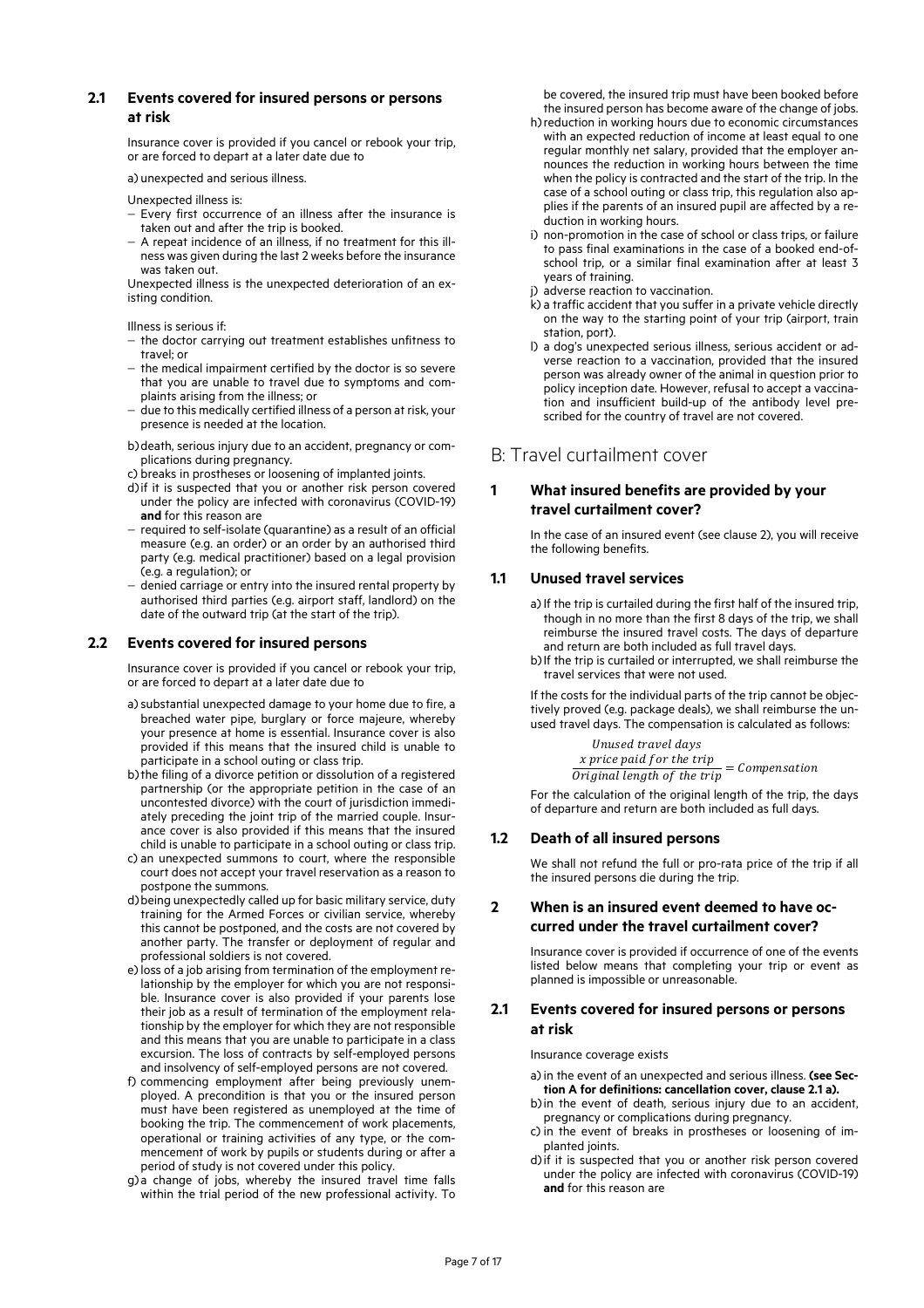### 2.1 Events covered for insured persons or persons at risk

Insurance cover is provided if you cancel or rebook your trip, or are forced to depart at a later date due to

a) unexpected and serious illness.

Unexpected illness is:

- Every first occurrence of an illness after the insurance is taken out and after the trip is booked.
- A repeat incidence of an illness, if no treatment for this illness was given during the last 2 weeks before the insurance was taken out.

Unexpected illness is the unexpected deterioration of an existing condition.

Illness is serious if:

- the doctor carrying out treatment establishes unfitness to travel; or
- the medical impairment certified by the doctor is so severe that you are unable to travel due to symptoms and complaints arising from the illness; or
- due to this medically certified illness of a person at risk, your presence is needed at the location.

b) death, serious injury due to an accident, pregnancy or complications during pregnancy.

c) breaks in prostheses or loosening of implanted joints.

d) if it is suspected that you or another risk person covered under the policy are infected with coronavirus (COVID-19) **and** for this reason are

- required to self-isolate (quarantine) as a result of an official measure (e.g. an order) or an order by an authorised third party (e.g. medical practitioner) based on a legal provision (e.g. a regulation); or
- denied carriage or entry into the insured rental property by authorised third parties (e.g. airport staff, landlord) on the date of the outward trip (at the start of the trip).

### 2.2 Events covered for insured persons

Insurance cover is provided if you cancel or rebook your trip, or are forced to depart at a later date due to

a) substantial unexpected damage to your home due to fire, a breached water pipe, burglary or force majeure, whereby your presence at home is essential. Insurance cover is also provided if this means that the insured child is unable to participate in a school outing or class trip.

b) the filing of a divorce petition or dissolution of a registered partnership (or the appropriate petition in the case of an uncontested divorce) with the court of jurisdiction immediately preceding the joint trip of the married couple. Insurance cover is also provided if this means that the insured child is unable to participate in a school outing or class trip.

c) an unexpected summons to court, where the responsible court does not accept your travel reservation as a reason to postpone the summons.

d) being unexpectedly called up for basic military service, duty training for the Armed Forces or civilian service, whereby this cannot be postponed, and the costs are not covered by another party. The transfer or deployment of regular and professional soldiers is not covered.

e) loss of a job arising from termination of the employment relationship by the employer for which you are not responsible. Insurance cover is also provided if your parents lose their job as a result of termination of the employment relationship by the employer for which they are not responsible and this means that you are unable to participate in a class excursion. The loss of contracts by self-employed persons and insolvency of self-employed persons are not covered.

f) commencing employment after being previously unemployed. A precondition is that you or the insured person must have been registered as unemployed at the time of booking the trip. The commencement of work placements, operational or training activities of any type, or the commencement of work by pupils or students during or after a period of study is not covered under this policy.

g) a change of jobs, whereby the insured travel time falls within the trial period of the new professional activity. To be covered, the insured trip must have been booked before the insured person has become aware of the change of jobs.

h) reduction in working hours due to economic circumstances with an expected reduction of income at least equal to one regular monthly net salary, provided that the employer announces the reduction in working hours between the time when the policy is contracted and the start of the trip. In the case of a school outing or class trip, this regulation also applies if the parents of an insured pupil are affected by a reduction in working hours.

i) non-promotion in the case of school or class trips, or failure to pass final examinations in the case of a booked end-of-school trip, or a similar final examination after at least 3 years of training.

j) adverse reaction to vaccination.

k) a traffic accident that you suffer in a private vehicle directly on the way to the starting point of your trip (airport, train station, port).

l) a dog's unexpected serious illness, serious accident or adverse reaction to a vaccination, provided that the insured person was already owner of the animal in question prior to policy inception date. However, refusal to accept a vaccination and insufficient build-up of the antibody level prescribed for the country of travel are not covered.

## B: Travel curtailment cover

### 1 What insured benefits are provided by your travel curtailment cover?

In the case of an insured event (see clause 2), you will receive the following benefits.

### 1.1 Unused travel services

a) If the trip is curtailed during the first half of the insured trip, though in no more than the first 8 days of the trip, we shall reimburse the insured travel costs. The days of departure and return are both included as full travel days.

b) If the trip is curtailed or interrupted, we shall reimburse the travel services that were not used.

If the costs for the individual parts of the trip cannot be objectively proved (e.g. package deals), we shall reimburse the unused travel days. The compensation is calculated as follows:

$$\frac{\begin{array}{c}\text{Unused travel days} \\ \text{x price paid for the trip}\end{array}}{\text{Original length of the trip}} = \text{Compensation}$$

For the calculation of the original length of the trip, the days of departure and return are both included as full days.

### 1.2 Death of all insured persons

We shall not refund the full or pro-rata price of the trip if all the insured persons die during the trip.

### 2 When is an insured event deemed to have occurred under the travel curtailment cover?

Insurance cover is provided if occurrence of one of the events listed below means that completing your trip or event as planned is impossible or unreasonable.

### 2.1 Events covered for insured persons or persons at risk

Insurance coverage exists

a) in the event of an unexpected and serious illness. **(see Section A for definitions: cancellation cover, clause 2.1 a).**

b) in the event of death, serious injury due to an accident, pregnancy or complications during pregnancy.

c) in the event of breaks in prostheses or loosening of implanted joints.

d) if it is suspected that you or another risk person covered under the policy are infected with coronavirus (COVID-19) **and** for this reason are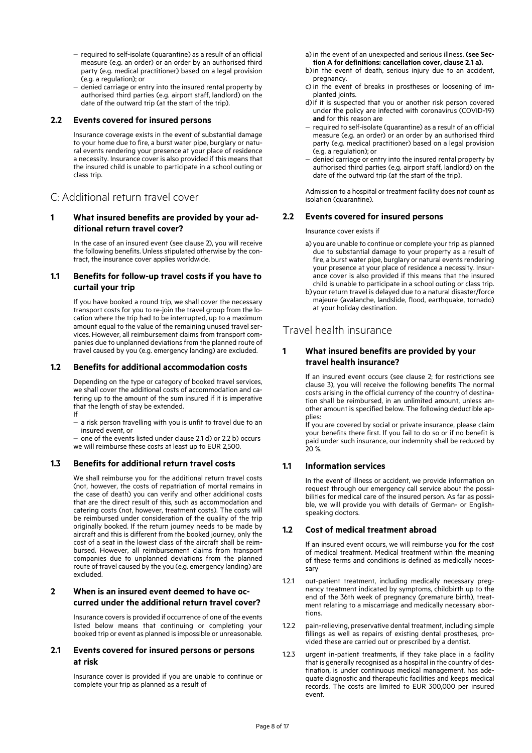- required to self-isolate (quarantine) as a result of an official measure (e.g. an order) or an order by an authorised third party (e.g. medical practitioner) based on a legal provision (e.g. a regulation); or
- denied carriage or entry into the insured rental property by authorised third parties (e.g. airport staff, landlord) on the date of the outward trip (at the start of the trip).

### 2.2 Events covered for insured persons

Insurance coverage exists in the event of substantial damage to your home due to fire, a burst water pipe, burglary or natural events rendering your presence at your place of residence a necessity. Insurance cover is also provided if this means that the insured child is unable to participate in a school outing or class trip.

## C: Additional return travel cover

### 1 What insured benefits are provided by your additional return travel cover?

In the case of an insured event (see clause 2), you will receive the following benefits. Unless stipulated otherwise by the contract, the insurance cover applies worldwide.

### 1.1 Benefits for follow-up travel costs if you have to curtail your trip

If you have booked a round trip, we shall cover the necessary transport costs for you to re-join the travel group from the location where the trip had to be interrupted, up to a maximum amount equal to the value of the remaining unused travel services. However, all reimbursement claims from transport companies due to unplanned deviations from the planned route of travel caused by you (e.g. emergency landing) are excluded.

### 1.2 Benefits for additional accommodation costs

Depending on the type or category of booked travel services, we shall cover the additional costs of accommodation and catering up to the amount of the sum insured if it is imperative that the length of stay be extended.

If

- a risk person travelling with you is unfit to travel due to an insured event, or
- one of the events listed under clause 2.1 d) or 2.2 b) occurs

we will reimburse these costs at least up to EUR 2,500.

### 1.3 Benefits for additional return travel costs

We shall reimburse you for the additional return travel costs (not, however, the costs of repatriation of mortal remains in the case of death) you can verify and other additional costs that are the direct result of this, such as accommodation and catering costs (not, however, treatment costs). The costs will be reimbursed under consideration of the quality of the trip originally booked. If the return journey needs to be made by aircraft and this is different from the booked journey, only the cost of a seat in the lowest class of the aircraft shall be reimbursed. However, all reimbursement claims from transport companies due to unplanned deviations from the planned route of travel caused by the you (e.g. emergency landing) are excluded.

### 2 When is an insured event deemed to have occurred under the additional return travel cover?

Insurance covers is provided if occurrence of one of the events listed below means that continuing or completing your booked trip or event as planned is impossible or unreasonable.

### 2.1 Events covered for insured persons or persons at risk

Insurance cover is provided if you are unable to continue or complete your trip as planned as a result of

a) in the event of an unexpected and serious illness. **(see Section A for definitions: cancellation cover, clause 2.1 a).**

b) in the event of death, serious injury due to an accident, pregnancy.

c) in the event of breaks in prostheses or loosening of implanted joints.

d) if it is suspected that you or another risk person covered under the policy are infected with coronavirus (COVID-19) **and** for this reason are

- required to self-isolate (quarantine) as a result of an official measure (e.g. an order) or an order by an authorised third party (e.g. medical practitioner) based on a legal provision (e.g. a regulation); or
- denied carriage or entry into the insured rental property by authorised third parties (e.g. airport staff, landlord) on the date of the outward trip (at the start of the trip).

Admission to a hospital or treatment facility does not count as isolation (quarantine).

### 2.2 Events covered for insured persons

Insurance cover exists if

a) you are unable to continue or complete your trip as planned due to substantial damage to your property as a result of fire, a burst water pipe, burglary or natural events rendering your presence at your place of residence a necessity. Insurance cover is also provided if this means that the insured child is unable to participate in a school outing or class trip.

b) your return travel is delayed due to a natural disaster/force majeure (avalanche, landslide, flood, earthquake, tornado) at your holiday destination.

## Travel health insurance

### 1 What insured benefits are provided by your travel health insurance?

If an insured event occurs (see clause 2; for restrictions see clause 3), you will receive the following benefits The normal costs arising in the official currency of the country of destination shall be reimbursed, in an unlimited amount, unless another amount is specified below. The following deductible applies:

If you are covered by social or private insurance, please claim your benefits there first. If you fail to do so or if no benefit is paid under such insurance, our indemnity shall be reduced by 20 %.

### 1.1 Information services

In the event of illness or accident, we provide information on request through our emergency call service about the possibilities for medical care of the insured person. As far as possible, we will provide you with details of German- or English-speaking doctors.

### 1.2 Cost of medical treatment abroad

If an insured event occurs, we will reimburse you for the cost of medical treatment. Medical treatment within the meaning of these terms and conditions is defined as medically necessary

1.2.1 out-patient treatment, including medically necessary pregnancy treatment indicated by symptoms, childbirth up to the end of the 36th week of pregnancy (premature birth), treatment relating to a miscarriage and medically necessary abortions.

1.2.2 pain-relieving, preservative dental treatment, including simple fillings as well as repairs of existing dental prostheses, provided these are carried out or prescribed by a dentist.

1.2.3 urgent in-patient treatments, if they take place in a facility that is generally recognised as a hospital in the country of destination, is under continuous medical management, has adequate diagnostic and therapeutic facilities and keeps medical records. The costs are limited to EUR 300,000 per insured event.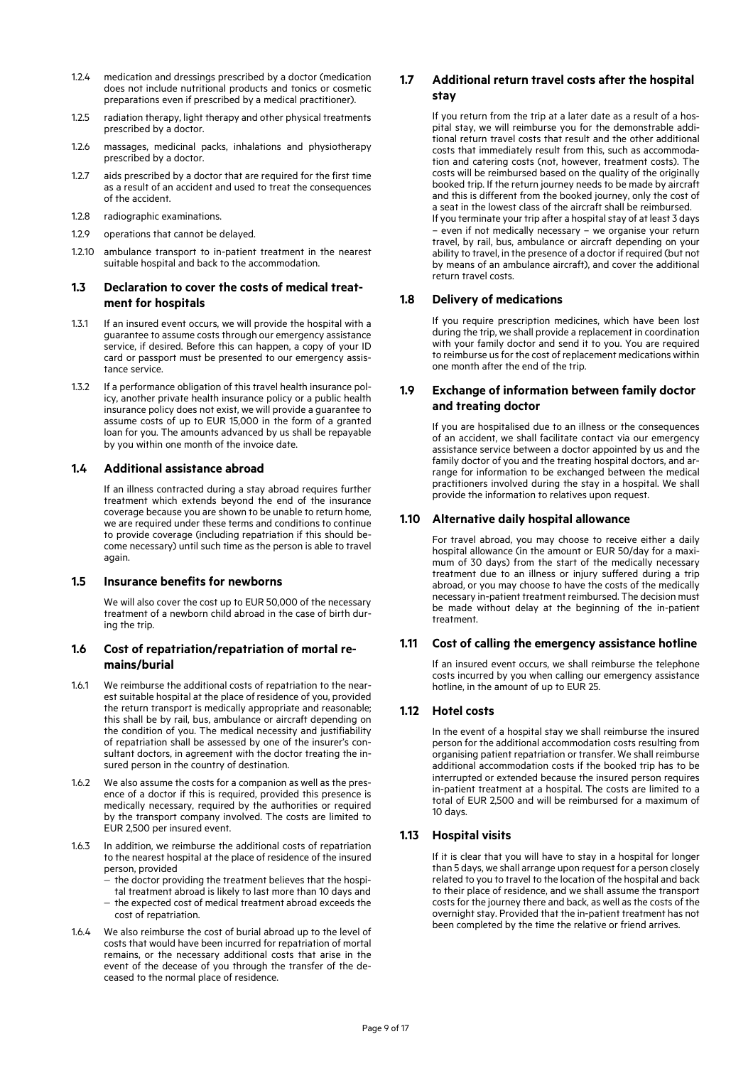1.2.4 medication and dressings prescribed by a doctor (medication does not include nutritional products and tonics or cosmetic preparations even if prescribed by a medical practitioner).

1.2.5 radiation therapy, light therapy and other physical treatments prescribed by a doctor.

1.2.6 massages, medicinal packs, inhalations and physiotherapy prescribed by a doctor.

1.2.7 aids prescribed by a doctor that are required for the first time as a result of an accident and used to treat the consequences of the accident.

1.2.8 radiographic examinations.

1.2.9 operations that cannot be delayed.

1.2.10 ambulance transport to in-patient treatment in the nearest suitable hospital and back to the accommodation.

### 1.3 Declaration to cover the costs of medical treatment for hospitals

1.3.1 If an insured event occurs, we will provide the hospital with a guarantee to assume costs through our emergency assistance service, if desired. Before this can happen, a copy of your ID card or passport must be presented to our emergency assistance service.

1.3.2 If a performance obligation of this travel health insurance policy, another private health insurance policy or a public health insurance policy does not exist, we will provide a guarantee to assume costs of up to EUR 15,000 in the form of a granted loan for you. The amounts advanced by us shall be repayable by you within one month of the invoice date.

### 1.4 Additional assistance abroad

If an illness contracted during a stay abroad requires further treatment which extends beyond the end of the insurance coverage because you are shown to be unable to return home, we are required under these terms and conditions to continue to provide coverage (including repatriation if this should become necessary) until such time as the person is able to travel again.

### 1.5 Insurance benefits for newborns

We will also cover the cost up to EUR 50,000 of the necessary treatment of a newborn child abroad in the case of birth during the trip.

### 1.6 Cost of repatriation/repatriation of mortal remains/burial

1.6.1 We reimburse the additional costs of repatriation to the nearest suitable hospital at the place of residence of you, provided the return transport is medically appropriate and reasonable; this shall be by rail, bus, ambulance or aircraft depending on the condition of you. The medical necessity and justifiability of repatriation shall be assessed by one of the insurer's consultant doctors, in agreement with the doctor treating the insured person in the country of destination.

1.6.2 We also assume the costs for a companion as well as the presence of a doctor if this is required, provided this presence is medically necessary, required by the authorities or required by the transport company involved. The costs are limited to EUR 2,500 per insured event.

1.6.3 In addition, we reimburse the additional costs of repatriation to the nearest hospital at the place of residence of the insured person, provided

- the doctor providing the treatment believes that the hospital treatment abroad is likely to last more than 10 days and
- the expected cost of medical treatment abroad exceeds the cost of repatriation.

1.6.4 We also reimburse the cost of burial abroad up to the level of costs that would have been incurred for repatriation of mortal remains, or the necessary additional costs that arise in the event of the decease of you through the transfer of the deceased to the normal place of residence.

### 1.7 Additional return travel costs after the hospital stay

If you return from the trip at a later date as a result of a hospital stay, we will reimburse you for the demonstrable additional return travel costs that result and the other additional costs that immediately result from this, such as accommodation and catering costs (not, however, treatment costs). The costs will be reimbursed based on the quality of the originally booked trip. If the return journey needs to be made by aircraft and this is different from the booked journey, only the cost of a seat in the lowest class of the aircraft shall be reimbursed.
If you terminate your trip after a hospital stay of at least 3 days – even if not medically necessary – we organise your return travel, by rail, bus, ambulance or aircraft depending on your ability to travel, in the presence of a doctor if required (but not by means of an ambulance aircraft), and cover the additional return travel costs.

### 1.8 Delivery of medications

If you require prescription medicines, which have been lost during the trip, we shall provide a replacement in coordination with your family doctor and send it to you. You are required to reimburse us for the cost of replacement medications within one month after the end of the trip.

### 1.9 Exchange of information between family doctor and treating doctor

If you are hospitalised due to an illness or the consequences of an accident, we shall facilitate contact via our emergency assistance service between a doctor appointed by us and the family doctor of you and the treating hospital doctors, and arrange for information to be exchanged between the medical practitioners involved during the stay in a hospital. We shall provide the information to relatives upon request.

### 1.10 Alternative daily hospital allowance

For travel abroad, you may choose to receive either a daily hospital allowance (in the amount or EUR 50/day for a maximum of 30 days) from the start of the medically necessary treatment due to an illness or injury suffered during a trip abroad, or you may choose to have the costs of the medically necessary in-patient treatment reimbursed. The decision must be made without delay at the beginning of the in-patient treatment.

### 1.11 Cost of calling the emergency assistance hotline

If an insured event occurs, we shall reimburse the telephone costs incurred by you when calling our emergency assistance hotline, in the amount of up to EUR 25.

### 1.12 Hotel costs

In the event of a hospital stay we shall reimburse the insured person for the additional accommodation costs resulting from organising patient repatriation or transfer. We shall reimburse additional accommodation costs if the booked trip has to be interrupted or extended because the insured person requires in-patient treatment at a hospital. The costs are limited to a total of EUR 2,500 and will be reimbursed for a maximum of 10 days.

### 1.13 Hospital visits

If it is clear that you will have to stay in a hospital for longer than 5 days, we shall arrange upon request for a person closely related to you to travel to the location of the hospital and back to their place of residence, and we shall assume the transport costs for the journey there and back, as well as the costs of the overnight stay. Provided that the in-patient treatment has not been completed by the time the relative or friend arrives.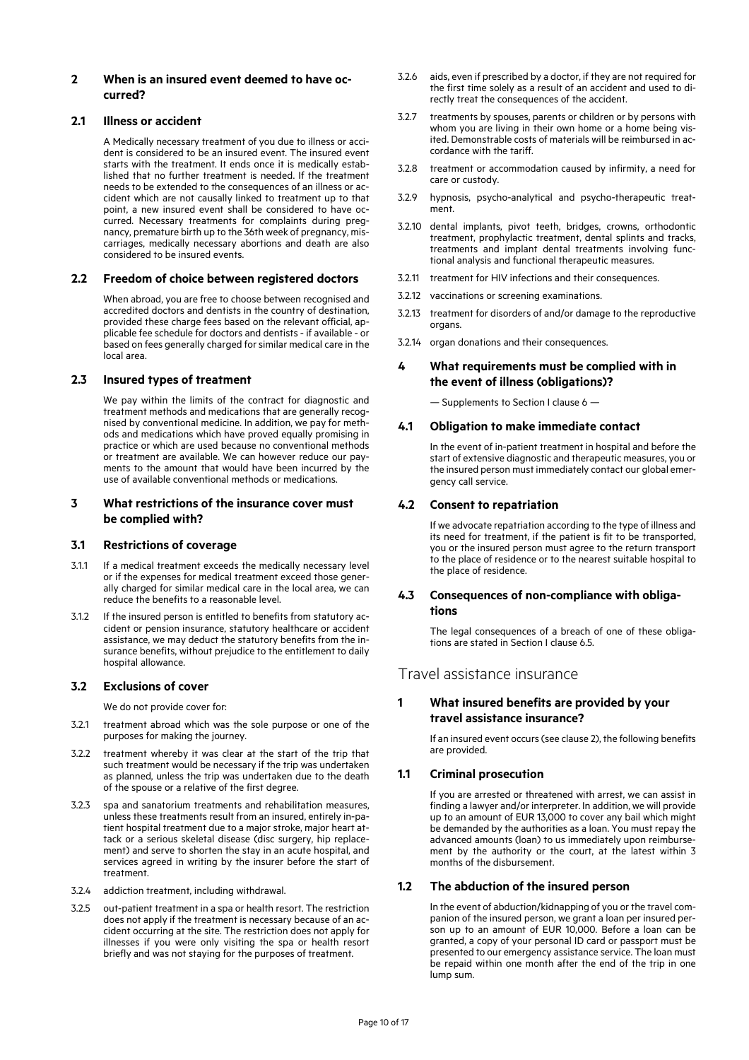## 2 When is an insured event deemed to have occurred?

### 2.1 Illness or accident

A Medically necessary treatment of you due to illness or accident is considered to be an insured event. The insured event starts with the treatment. It ends once it is medically established that no further treatment is needed. If the treatment needs to be extended to the consequences of an illness or accident which are not causally linked to treatment up to that point, a new insured event shall be considered to have occurred. Necessary treatments for complaints during pregnancy, premature birth up to the 36th week of pregnancy, miscarriages, medically necessary abortions and death are also considered to be insured events.

### 2.2 Freedom of choice between registered doctors

When abroad, you are free to choose between recognised and accredited doctors and dentists in the country of destination, provided these charge fees based on the relevant official, applicable fee schedule for doctors and dentists - if available - or based on fees generally charged for similar medical care in the local area.

### 2.3 Insured types of treatment

We pay within the limits of the contract for diagnostic and treatment methods and medications that are generally recognised by conventional medicine. In addition, we pay for methods and medications which have proved equally promising in practice or which are used because no conventional methods or treatment are available. We can however reduce our payments to the amount that would have been incurred by the use of available conventional methods or medications.

## 3 What restrictions of the insurance cover must be complied with?

### 3.1 Restrictions of coverage

3.1.1 If a medical treatment exceeds the medically necessary level or if the expenses for medical treatment exceed those generally charged for similar medical care in the local area, we can reduce the benefits to a reasonable level.

3.1.2 If the insured person is entitled to benefits from statutory accident or pension insurance, statutory healthcare or accident assistance, we may deduct the statutory benefits from the insurance benefits, without prejudice to the entitlement to daily hospital allowance.

### 3.2 Exclusions of cover

We do not provide cover for:

3.2.1 treatment abroad which was the sole purpose or one of the purposes for making the journey.

3.2.2 treatment whereby it was clear at the start of the trip that such treatment would be necessary if the trip was undertaken as planned, unless the trip was undertaken due to the death of the spouse or a relative of the first degree.

3.2.3 spa and sanatorium treatments and rehabilitation measures, unless these treatments result from an insured, entirely in-patient hospital treatment due to a major stroke, major heart attack or a serious skeletal disease (disc surgery, hip replacement) and serve to shorten the stay in an acute hospital, and services agreed in writing by the insurer before the start of treatment.

3.2.4 addiction treatment, including withdrawal.

3.2.5 out-patient treatment in a spa or health resort. The restriction does not apply if the treatment is necessary because of an accident occurring at the site. The restriction does not apply for illnesses if you were only visiting the spa or health resort briefly and was not staying for the purposes of treatment.

3.2.6 aids, even if prescribed by a doctor, if they are not required for the first time solely as a result of an accident and used to directly treat the consequences of the accident.

3.2.7 treatments by spouses, parents or children or by persons with whom you are living in their own home or a home being visited. Demonstrable costs of materials will be reimbursed in accordance with the tariff.

3.2.8 treatment or accommodation caused by infirmity, a need for care or custody.

3.2.9 hypnosis, psycho-analytical and psycho-therapeutic treatment.

3.2.10 dental implants, pivot teeth, bridges, crowns, orthodontic treatment, prophylactic treatment, dental splints and tracks, treatments and implant dental treatments involving functional analysis and functional therapeutic measures.

3.2.11 treatment for HIV infections and their consequences.

3.2.12 vaccinations or screening examinations.

3.2.13 treatment for disorders of and/or damage to the reproductive organs.

3.2.14 organ donations and their consequences.

## 4 What requirements must be complied with in the event of illness (obligations)?

— Supplements to Section I clause 6 —

### 4.1 Obligation to make immediate contact

In the event of in-patient treatment in hospital and before the start of extensive diagnostic and therapeutic measures, you or the insured person must immediately contact our global emergency call service.

### 4.2 Consent to repatriation

If we advocate repatriation according to the type of illness and its need for treatment, if the patient is fit to be transported, you or the insured person must agree to the return transport to the place of residence or to the nearest suitable hospital to the place of residence.

### 4.3 Consequences of non-compliance with obligations

The legal consequences of a breach of one of these obligations are stated in Section I clause 6.5.

# Travel assistance insurance

## 1 What insured benefits are provided by your travel assistance insurance?

If an insured event occurs (see clause 2), the following benefits are provided.

### 1.1 Criminal prosecution

If you are arrested or threatened with arrest, we can assist in finding a lawyer and/or interpreter. In addition, we will provide up to an amount of EUR 13,000 to cover any bail which might be demanded by the authorities as a loan. You must repay the advanced amounts (loan) to us immediately upon reimbursement by the authority or the court, at the latest within 3 months of the disbursement.

### 1.2 The abduction of the insured person

In the event of abduction/kidnapping of you or the travel companion of the insured person, we grant a loan per insured person up to an amount of EUR 10,000. Before a loan can be granted, a copy of your personal ID card or passport must be presented to our emergency assistance service. The loan must be repaid within one month after the end of the trip in one lump sum.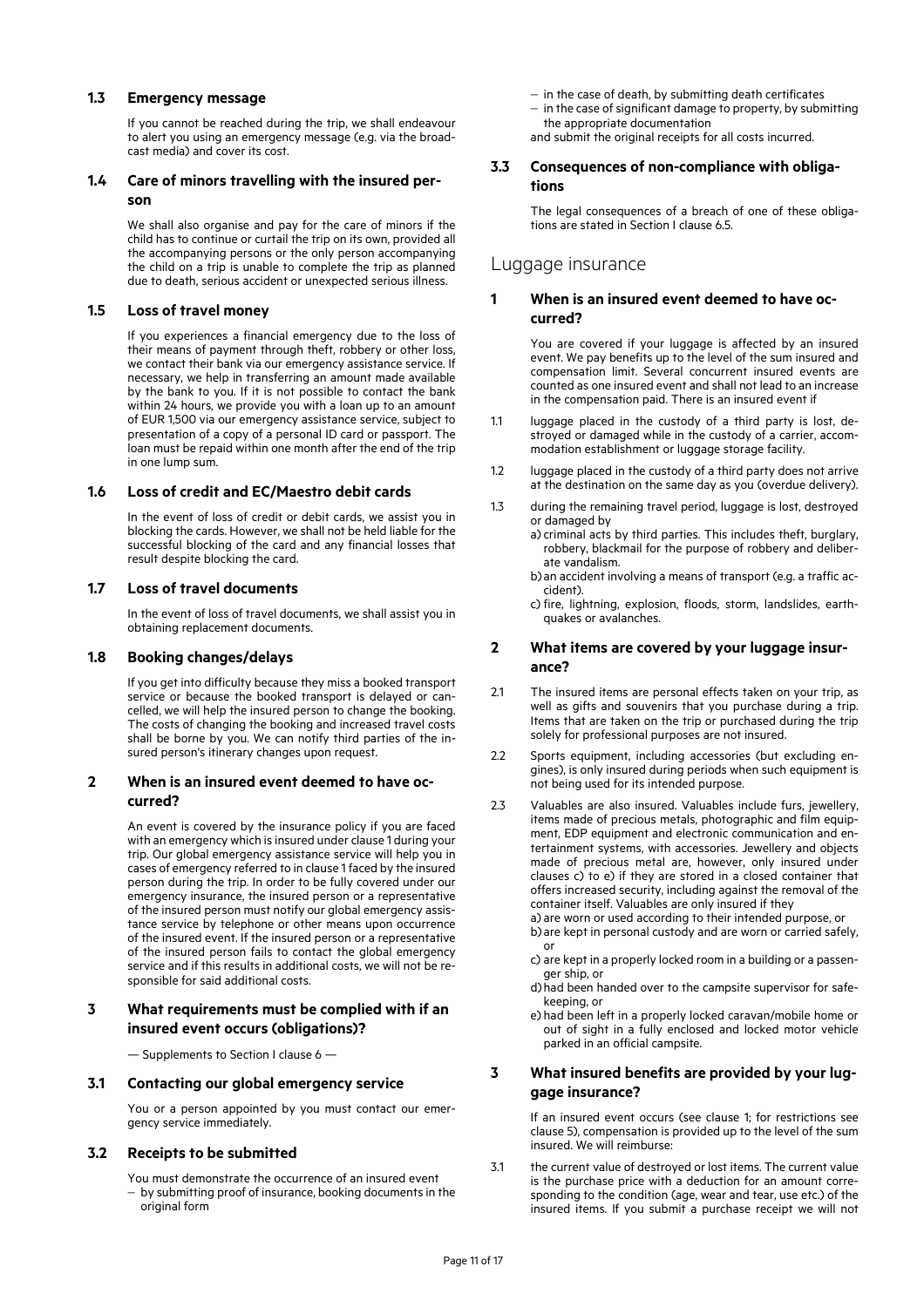### 1.3 Emergency message

If you cannot be reached during the trip, we shall endeavour to alert you using an emergency message (e.g. via the broadcast media) and cover its cost.

### 1.4 Care of minors travelling with the insured person

We shall also organise and pay for the care of minors if the child has to continue or curtail the trip on its own, provided all the accompanying persons or the only person accompanying the child on a trip is unable to complete the trip as planned due to death, serious accident or unexpected serious illness.

### 1.5 Loss of travel money

If you experiences a financial emergency due to the loss of their means of payment through theft, robbery or other loss, we contact their bank via our emergency assistance service. If necessary, we help in transferring an amount made available by the bank to you. If it is not possible to contact the bank within 24 hours, we provide you with a loan up to an amount of EUR 1,500 via our emergency assistance service, subject to presentation of a copy of a personal ID card or passport. The loan must be repaid within one month after the end of the trip in one lump sum.

### 1.6 Loss of credit and EC/Maestro debit cards

In the event of loss of credit or debit cards, we assist you in blocking the cards. However, we shall not be held liable for the successful blocking of the card and any financial losses that result despite blocking the card.

### 1.7 Loss of travel documents

In the event of loss of travel documents, we shall assist you in obtaining replacement documents.

### 1.8 Booking changes/delays

If you get into difficulty because they miss a booked transport service or because the booked transport is delayed or cancelled, we will help the insured person to change the booking. The costs of changing the booking and increased travel costs shall be borne by you. We can notify third parties of the insured person's itinerary changes upon request.

### 2 When is an insured event deemed to have occurred?

An event is covered by the insurance policy if you are faced with an emergency which is insured under clause 1 during your trip. Our global emergency assistance service will help you in cases of emergency referred to in clause 1 faced by the insured person during the trip. In order to be fully covered under our emergency insurance, the insured person or a representative of the insured person must notify our global emergency assistance service by telephone or other means upon occurrence of the insured event. If the insured person or a representative of the insured person fails to contact the global emergency service and if this results in additional costs, we will not be responsible for said additional costs.

### 3 What requirements must be complied with if an insured event occurs (obligations)?

— Supplements to Section I clause 6 —

### 3.1 Contacting our global emergency service

You or a person appointed by you must contact our emergency service immediately.

### 3.2 Receipts to be submitted

You must demonstrate the occurrence of an insured event

- by submitting proof of insurance, booking documents in the original form
- in the case of death, by submitting death certificates
- in the case of significant damage to property, by submitting the appropriate documentation

and submit the original receipts for all costs incurred.

### 3.3 Consequences of non-compliance with obligations

The legal consequences of a breach of one of these obligations are stated in Section I clause 6.5.

## Luggage insurance

### 1 When is an insured event deemed to have occurred?

You are covered if your luggage is affected by an insured event. We pay benefits up to the level of the sum insured and compensation limit. Several concurrent insured events are counted as one insured event and shall not lead to an increase in the compensation paid. There is an insured event if

1.1 luggage placed in the custody of a third party is lost, destroyed or damaged while in the custody of a carrier, accommodation establishment or luggage storage facility.

1.2 luggage placed in the custody of a third party does not arrive at the destination on the same day as you (overdue delivery).

1.3 during the remaining travel period, luggage is lost, destroyed or damaged by
   a) criminal acts by third parties. This includes theft, burglary, robbery, blackmail for the purpose of robbery and deliberate vandalism.
   b) an accident involving a means of transport (e.g. a traffic accident).
   c) fire, lightning, explosion, floods, storm, landslides, earthquakes or avalanches.

### 2 What items are covered by your luggage insurance?

2.1 The insured items are personal effects taken on your trip, as well as gifts and souvenirs that you purchase during a trip. Items that are taken on the trip or purchased during the trip solely for professional purposes are not insured.

2.2 Sports equipment, including accessories (but excluding engines), is only insured during periods when such equipment is not being used for its intended purpose.

2.3 Valuables are also insured. Valuables include furs, jewellery, items made of precious metals, photographic and film equipment, EDP equipment and electronic communication and entertainment systems, with accessories. Jewellery and objects made of precious metal are, however, only insured under clauses c) to e) if they are stored in a closed container that offers increased security, including against the removal of the container itself. Valuables are only insured if they
   a) are worn or used according to their intended purpose, or
   b) are kept in personal custody and are worn or carried safely, or
   c) are kept in a properly locked room in a building or a passenger ship, or
   d) had been handed over to the campsite supervisor for safekeeping, or
   e) had been left in a properly locked caravan/mobile home or out of sight in a fully enclosed and locked motor vehicle parked in an official campsite.

### 3 What insured benefits are provided by your luggage insurance?

If an insured event occurs (see clause 1; for restrictions see clause 5), compensation is provided up to the level of the sum insured. We will reimburse:

3.1 the current value of destroyed or lost items. The current value is the purchase price with a deduction for an amount corresponding to the condition (age, wear and tear, use etc.) of the insured items. If you submit a purchase receipt we will not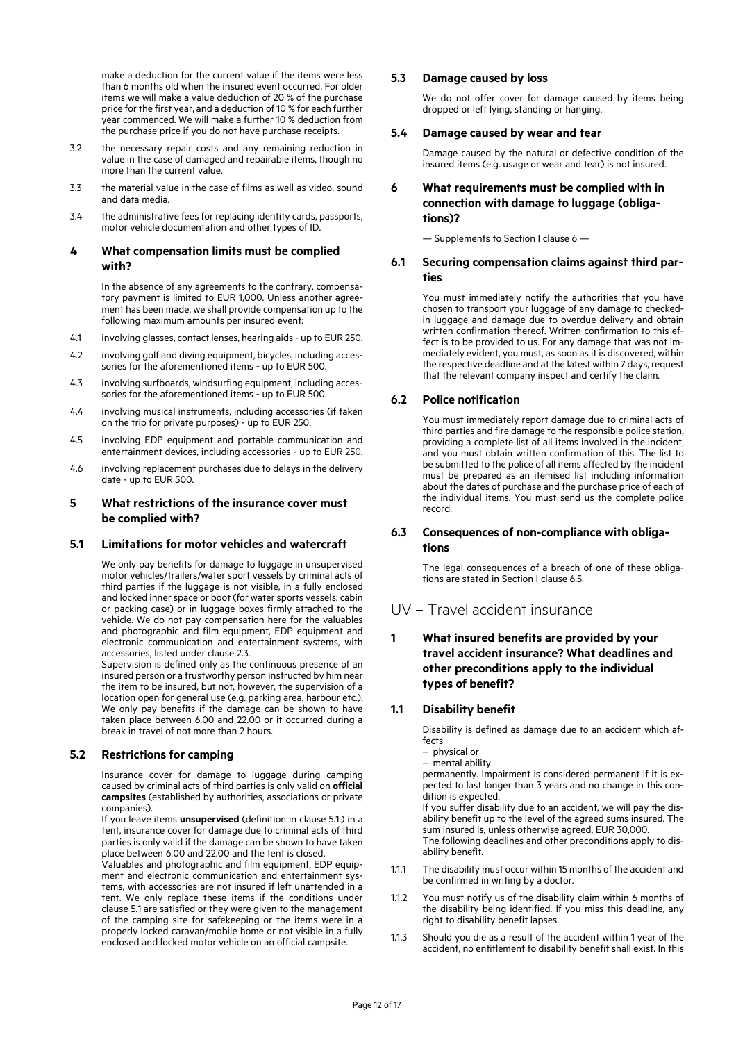make a deduction for the current value if the items were less than 6 months old when the insured event occurred. For older items we will make a value deduction of 20 % of the purchase price for the first year, and a deduction of 10 % for each further year commenced. We will make a further 10 % deduction from the purchase price if you do not have purchase receipts.

3.2 the necessary repair costs and any remaining reduction in value in the case of damaged and repairable items, though no more than the current value.

3.3 the material value in the case of films as well as video, sound and data media.

3.4 the administrative fees for replacing identity cards, passports, motor vehicle documentation and other types of ID.

## 4 What compensation limits must be complied with?

In the absence of any agreements to the contrary, compensatory payment is limited to EUR 1,000. Unless another agreement has been made, we shall provide compensation up to the following maximum amounts per insured event:

4.1 involving glasses, contact lenses, hearing aids - up to EUR 250.

4.2 involving golf and diving equipment, bicycles, including accessories for the aforementioned items - up to EUR 500.

4.3 involving surfboards, windsurfing equipment, including accessories for the aforementioned items - up to EUR 500.

4.4 involving musical instruments, including accessories (if taken on the trip for private purposes) - up to EUR 250.

4.5 involving EDP equipment and portable communication and entertainment devices, including accessories - up to EUR 250.

4.6 involving replacement purchases due to delays in the delivery date - up to EUR 500.

## 5 What restrictions of the insurance cover must be complied with?

### 5.1 Limitations for motor vehicles and watercraft

We only pay benefits for damage to luggage in unsupervised motor vehicles/trailers/water sport vessels by criminal acts of third parties if the luggage is not visible, in a fully enclosed and locked inner space or boot (for water sports vessels: cabin or packing case) or in luggage boxes firmly attached to the vehicle. We do not pay compensation here for the valuables and photographic and film equipment, EDP equipment and electronic communication and entertainment systems, with accessories, listed under clause 2.3.

Supervision is defined only as the continuous presence of an insured person or a trustworthy person instructed by him near the item to be insured, but not, however, the supervision of a location open for general use (e.g. parking area, harbour etc.). We only pay benefits if the damage can be shown to have taken place between 6.00 and 22.00 or it occurred during a break in travel of not more than 2 hours.

### 5.2 Restrictions for camping

Insurance cover for damage to luggage during camping caused by criminal acts of third parties is only valid on **official campsites** (established by authorities, associations or private companies).

If you leave items **unsupervised** (definition in clause 5.1.) in a tent, insurance cover for damage due to criminal acts of third parties is only valid if the damage can be shown to have taken place between 6.00 and 22.00 and the tent is closed.

Valuables and photographic and film equipment, EDP equipment and electronic communication and entertainment systems, with accessories are not insured if left unattended in a tent. We only replace these items if the conditions under clause 5.1 are satisfied or they were given to the management of the camping site for safekeeping or the items were in a properly locked caravan/mobile home or not visible in a fully enclosed and locked motor vehicle on an official campsite.

### 5.3 Damage caused by loss

We do not offer cover for damage caused by items being dropped or left lying, standing or hanging.

### 5.4 Damage caused by wear and tear

Damage caused by the natural or defective condition of the insured items (e.g. usage or wear and tear) is not insured.

## 6 What requirements must be complied with in connection with damage to luggage (obligations)?

— Supplements to Section I clause 6 —

### 6.1 Securing compensation claims against third parties

You must immediately notify the authorities that you have chosen to transport your luggage of any damage to checked-in luggage and damage due to overdue delivery and obtain written confirmation thereof. Written confirmation to this effect is to be provided to us. For any damage that was not immediately evident, you must, as soon as it is discovered, within the respective deadline and at the latest within 7 days, request that the relevant company inspect and certify the claim.

### 6.2 Police notification

You must immediately report damage due to criminal acts of third parties and fire damage to the responsible police station, providing a complete list of all items involved in the incident, and you must obtain written confirmation of this. The list to be submitted to the police of all items affected by the incident must be prepared as an itemised list including information about the dates of purchase and the purchase price of each of the individual items. You must send us the complete police record.

### 6.3 Consequences of non-compliance with obligations

The legal consequences of a breach of one of these obligations are stated in Section I clause 6.5.

# UV – Travel accident insurance

## 1 What insured benefits are provided by your travel accident insurance? What deadlines and other preconditions apply to the individual types of benefit?

### 1.1 Disability benefit

Disability is defined as damage due to an accident which affects

- physical or
- mental ability

permanently. Impairment is considered permanent if it is expected to last longer than 3 years and no change in this condition is expected.

If you suffer disability due to an accident, we will pay the disability benefit up to the level of the agreed sums insured. The sum insured is, unless otherwise agreed, EUR 30,000.

The following deadlines and other preconditions apply to disability benefit.

1.1.1 The disability must occur within 15 months of the accident and be confirmed in writing by a doctor.

1.1.2 You must notify us of the disability claim within 6 months of the disability being identified. If you miss this deadline, any right to disability benefit lapses.

1.1.3 Should you die as a result of the accident within 1 year of the accident, no entitlement to disability benefit shall exist. In this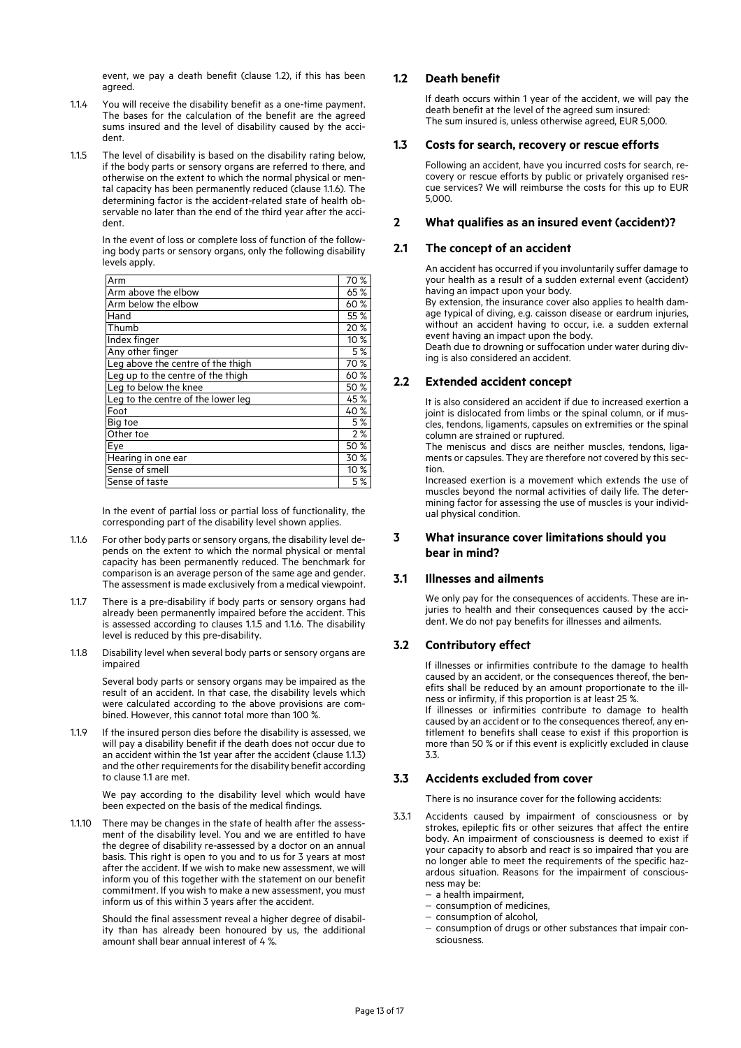event, we pay a death benefit (clause 1.2), if this has been agreed.

1.1.4 You will receive the disability benefit as a one-time payment. The bases for the calculation of the benefit are the agreed sums insured and the level of disability caused by the accident.

1.1.5 The level of disability is based on the disability rating below, if the body parts or sensory organs are referred to there, and otherwise on the extent to which the normal physical or mental capacity has been permanently reduced (clause 1.1.6). The determining factor is the accident-related state of health observable no later than the end of the third year after the accident.

In the event of loss or complete loss of function of the following body parts or sensory organs, only the following disability levels apply.

| | |
|---|---|
| Arm | 70 % |
| Arm above the elbow | 65 % |
| Arm below the elbow | 60 % |
| Hand | 55 % |
| Thumb | 20 % |
| Index finger | 10 % |
| Any other finger | 5 % |
| Leg above the centre of the thigh | 70 % |
| Leg up to the centre of the thigh | 60 % |
| Leg to below the knee | 50 % |
| Leg to the centre of the lower leg | 45 % |
| Foot | 40 % |
| Big toe | 5 % |
| Other toe | 2 % |
| Eye | 50 % |
| Hearing in one ear | 30 % |
| Sense of smell | 10 % |
| Sense of taste | 5 % |

In the event of partial loss or partial loss of functionality, the corresponding part of the disability level shown applies.

1.1.6 For other body parts or sensory organs, the disability level depends on the extent to which the normal physical or mental capacity has been permanently reduced. The benchmark for comparison is an average person of the same age and gender. The assessment is made exclusively from a medical viewpoint.

1.1.7 There is a pre-disability if body parts or sensory organs had already been permanently impaired before the accident. This is assessed according to clauses 1.1.5 and 1.1.6. The disability level is reduced by this pre-disability.

1.1.8 Disability level when several body parts or sensory organs are impaired

Several body parts or sensory organs may be impaired as the result of an accident. In that case, the disability levels which were calculated according to the above provisions are combined. However, this cannot total more than 100 %.

1.1.9 If the insured person dies before the disability is assessed, we will pay a disability benefit if the death does not occur due to an accident within the 1st year after the accident (clause 1.1.3) and the other requirements for the disability benefit according to clause 1.1 are met.

We pay according to the disability level which would have been expected on the basis of the medical findings.

1.1.10 There may be changes in the state of health after the assessment of the disability level. You and we are entitled to have the degree of disability re-assessed by a doctor on an annual basis. This right is open to you and to us for 3 years at most after the accident. If we wish to make new assessment, we will inform you of this together with the statement on our benefit commitment. If you wish to make a new assessment, you must inform us of this within 3 years after the accident.

Should the final assessment reveal a higher degree of disability than has already been honoured by us, the additional amount shall bear annual interest of 4 %.

## 1.2 Death benefit

If death occurs within 1 year of the accident, we will pay the death benefit at the level of the agreed sum insured:
The sum insured is, unless otherwise agreed, EUR 5,000.

## 1.3 Costs for search, recovery or rescue efforts

Following an accident, have you incurred costs for search, recovery or rescue efforts by public or privately organised rescue services? We will reimburse the costs for this up to EUR 5,000.

# 2 What qualifies as an insured event (accident)?

## 2.1 The concept of an accident

An accident has occurred if you involuntarily suffer damage to your health as a result of a sudden external event (accident) having an impact upon your body.
By extension, the insurance cover also applies to health damage typical of diving, e.g. caisson disease or eardrum injuries, without an accident having to occur, i.e. a sudden external event having an impact upon the body.
Death due to drowning or suffocation under water during diving is also considered an accident.

## 2.2 Extended accident concept

It is also considered an accident if due to increased exertion a joint is dislocated from limbs or the spinal column, or if muscles, tendons, ligaments, capsules on extremities or the spinal column are strained or ruptured.
The meniscus and discs are neither muscles, tendons, ligaments or capsules. They are therefore not covered by this section.
Increased exertion is a movement which extends the use of muscles beyond the normal activities of daily life. The determining factor for assessing the use of muscles is your individual physical condition.

# 3 What insurance cover limitations should you bear in mind?

## 3.1 Illnesses and ailments

We only pay for the consequences of accidents. These are injuries to health and their consequences caused by the accident. We do not pay benefits for illnesses and ailments.

## 3.2 Contributory effect

If illnesses or infirmities contribute to the damage to health caused by an accident, or the consequences thereof, the benefits shall be reduced by an amount proportionate to the illness or infirmity, if this proportion is at least 25 %.
If illnesses or infirmities contribute to damage to health caused by an accident or to the consequences thereof, any entitlement to benefits shall cease to exist if this proportion is more than 50 % or if this event is explicitly excluded in clause 3.3.

## 3.3 Accidents excluded from cover

There is no insurance cover for the following accidents:

3.3.1 Accidents caused by impairment of consciousness or by strokes, epileptic fits or other seizures that affect the entire body. An impairment of consciousness is deemed to exist if your capacity to absorb and react is so impaired that you are no longer able to meet the requirements of the specific hazardous situation. Reasons for the impairment of consciousness may be:

- a health impairment,
- consumption of medicines,
- consumption of alcohol,
- consumption of drugs or other substances that impair consciousness.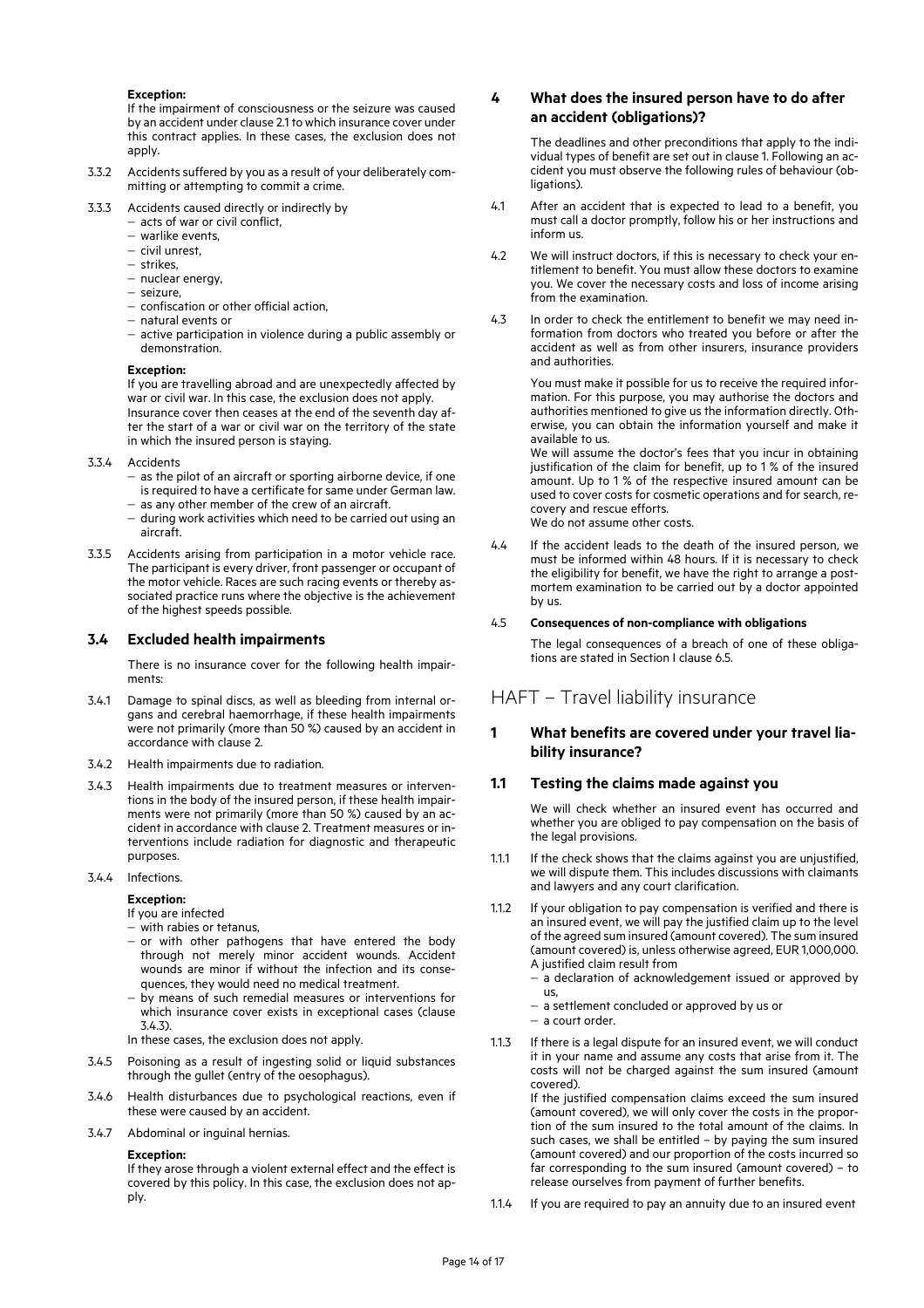**Exception:**

If the impairment of consciousness or the seizure was caused by an accident under clause 2.1 to which insurance cover under this contract applies. In these cases, the exclusion does not apply.

3.3.2 Accidents suffered by you as a result of your deliberately committing or attempting to commit a crime.

3.3.3 Accidents caused directly or indirectly by

- acts of war or civil conflict,
- warlike events,
- civil unrest,
- strikes,
- nuclear energy,
- seizure,
- confiscation or other official action,
- natural events or
- active participation in violence during a public assembly or demonstration.

**Exception:**

If you are travelling abroad and are unexpectedly affected by war or civil war. In this case, the exclusion does not apply. Insurance cover then ceases at the end of the seventh day after the start of a war or civil war on the territory of the state in which the insured person is staying.

3.3.4 Accidents

- as the pilot of an aircraft or sporting airborne device, if one is required to have a certificate for same under German law.
- as any other member of the crew of an aircraft.
- during work activities which need to be carried out using an aircraft.

3.3.5 Accidents arising from participation in a motor vehicle race. The participant is every driver, front passenger or occupant of the motor vehicle. Races are such racing events or thereby associated practice runs where the objective is the achievement of the highest speeds possible.

### 3.4 Excluded health impairments

There is no insurance cover for the following health impairments:

3.4.1 Damage to spinal discs, as well as bleeding from internal organs and cerebral haemorrhage, if these health impairments were not primarily (more than 50 %) caused by an accident in accordance with clause 2.

3.4.2 Health impairments due to radiation.

3.4.3 Health impairments due to treatment measures or interventions in the body of the insured person, if these health impairments were not primarily (more than 50 %) caused by an accident in accordance with clause 2. Treatment measures or interventions include radiation for diagnostic and therapeutic purposes.

3.4.4 Infections.

**Exception:**

If you are infected

- with rabies or tetanus,
- or with other pathogens that have entered the body through not merely minor accident wounds. Accident wounds are minor if without the infection and its consequences, they would need no medical treatment.
- by means of such remedial measures or interventions for which insurance cover exists in exceptional cases (clause 3.4.3).

In these cases, the exclusion does not apply.

3.4.5 Poisoning as a result of ingesting solid or liquid substances through the gullet (entry of the oesophagus).

3.4.6 Health disturbances due to psychological reactions, even if these were caused by an accident.

3.4.7 Abdominal or inguinal hernias.

**Exception:**

If they arose through a violent external effect and the effect is covered by this policy. In this case, the exclusion does not apply.

## 4 What does the insured person have to do after an accident (obligations)?

The deadlines and other preconditions that apply to the individual types of benefit are set out in clause 1. Following an accident you must observe the following rules of behaviour (obligations).

4.1 After an accident that is expected to lead to a benefit, you must call a doctor promptly, follow his or her instructions and inform us.

4.2 We will instruct doctors, if this is necessary to check your entitlement to benefit. You must allow these doctors to examine you. We cover the necessary costs and loss of income arising from the examination.

4.3 In order to check the entitlement to benefit we may need information from doctors who treated you before or after the accident as well as from other insurers, insurance providers and authorities.

You must make it possible for us to receive the required information. For this purpose, you may authorise the doctors and authorities mentioned to give us the information directly. Otherwise, you can obtain the information yourself and make it available to us.

We will assume the doctor's fees that you incur in obtaining justification of the claim for benefit, up to 1 % of the insured amount. Up to 1 % of the respective insured amount can be used to cover costs for cosmetic operations and for search, recovery and rescue efforts.

We do not assume other costs.

4.4 If the accident leads to the death of the insured person, we must be informed within 48 hours. If it is necessary to check the eligibility for benefit, we have the right to arrange a post-mortem examination to be carried out by a doctor appointed by us.

4.5 **Consequences of non-compliance with obligations**

The legal consequences of a breach of one of these obligations are stated in Section I clause 6.5.

# HAFT – Travel liability insurance

## 1 What benefits are covered under your travel liability insurance?

### 1.1 Testing the claims made against you

We will check whether an insured event has occurred and whether you are obliged to pay compensation on the basis of the legal provisions.

1.1.1 If the check shows that the claims against you are unjustified, we will dispute them. This includes discussions with claimants and lawyers and any court clarification.

1.1.2 If your obligation to pay compensation is verified and there is an insured event, we will pay the justified claim up to the level of the agreed sum insured (amount covered). The sum insured (amount covered) is, unless otherwise agreed, EUR 1,000,000. A justified claim result from

- a declaration of acknowledgement issued or approved by us,
- a settlement concluded or approved by us or
- a court order.

1.1.3 If there is a legal dispute for an insured event, we will conduct it in your name and assume any costs that arise from it. The costs will not be charged against the sum insured (amount covered).

If the justified compensation claims exceed the sum insured (amount covered), we will only cover the costs in the proportion of the sum insured to the total amount of the claims. In such cases, we shall be entitled – by paying the sum insured (amount covered) and our proportion of the costs incurred so far corresponding to the sum insured (amount covered) – to release ourselves from payment of further benefits.

1.1.4 If you are required to pay an annuity due to an insured event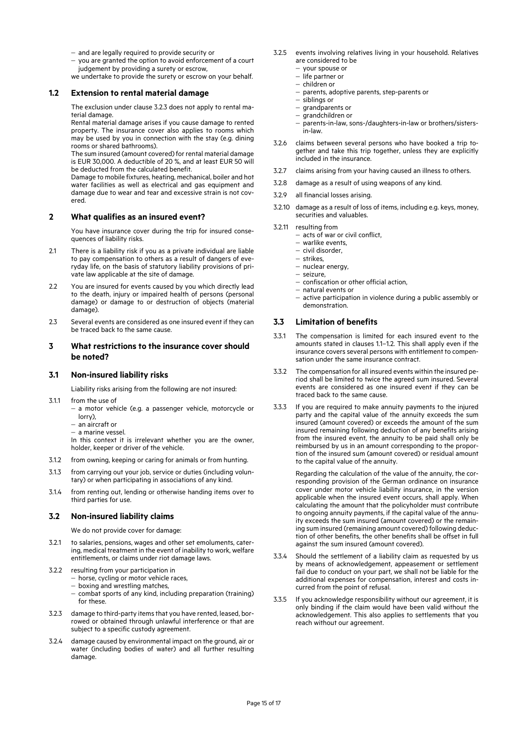– and are legally required to provide security or
– you are granted the option to avoid enforcement of a court judgement by providing a surety or escrow,

we undertake to provide the surety or escrow on your behalf.

### 1.2 Extension to rental material damage

The exclusion under clause 3.2.3 does not apply to rental material damage.

Rental material damage arises if you cause damage to rented property. The insurance cover also applies to rooms which may be used by you in connection with the stay (e.g. dining rooms or shared bathrooms).

The sum insured (amount covered) for rental material damage is EUR 30,000. A deductible of 20 %, and at least EUR 50 will be deducted from the calculated benefit.

Damage to mobile fixtures, heating, mechanical, boiler and hot water facilities as well as electrical and gas equipment and damage due to wear and tear and excessive strain is not covered.

## 2 What qualifies as an insured event?

You have insurance cover during the trip for insured consequences of liability risks.

2.1 There is a liability risk if you as a private individual are liable to pay compensation to others as a result of dangers of everyday life, on the basis of statutory liability provisions of private law applicable at the site of damage.

2.2 You are insured for events caused by you which directly lead to the death, injury or impaired health of persons (personal damage) or damage to or destruction of objects (material damage).

2.3 Several events are considered as one insured event if they can be traced back to the same cause.

## 3 What restrictions to the insurance cover should be noted?

### 3.1 Non-insured liability risks

Liability risks arising from the following are not insured:

3.1.1 from the use of
– a motor vehicle (e.g. a passenger vehicle, motorcycle or lorry),
– an aircraft or
– a marine vessel.

In this context it is irrelevant whether you are the owner, holder, keeper or driver of the vehicle.

3.1.2 from owning, keeping or caring for animals or from hunting.

3.1.3 from carrying out your job, service or duties (including voluntary) or when participating in associations of any kind.

3.1.4 from renting out, lending or otherwise handing items over to third parties for use.

### 3.2 Non-insured liability claims

We do not provide cover for damage:

3.2.1 to salaries, pensions, wages and other set emoluments, catering, medical treatment in the event of inability to work, welfare entitlements, or claims under riot damage laws.

3.2.2 resulting from your participation in
– horse, cycling or motor vehicle races,
– boxing and wrestling matches,
– combat sports of any kind, including preparation (training) for these.

3.2.3 damage to third-party items that you have rented, leased, borrowed or obtained through unlawful interference or that are subject to a specific custody agreement.

3.2.4 damage caused by environmental impact on the ground, air or water (including bodies of water) and all further resulting damage.

3.2.5 events involving relatives living in your household. Relatives are considered to be
– your spouse or
– life partner or
– children or
– parents, adoptive parents, step-parents or
– siblings or
– grandparents or
– grandchildren or
– parents-in-law, sons-/daughters-in-law or brothers/sisters-in-law.

3.2.6 claims between several persons who have booked a trip together and take this trip together, unless they are explicitly included in the insurance.

3.2.7 claims arising from your having caused an illness to others.

3.2.8 damage as a result of using weapons of any kind.

3.2.9 all financial losses arising.

3.2.10 damage as a result of loss of items, including e.g. keys, money, securities and valuables.

3.2.11 resulting from
– acts of war or civil conflict,
– warlike events,
– civil disorder,
– strikes,
– nuclear energy,
– seizure,
– confiscation or other official action,
– natural events or
– active participation in violence during a public assembly or demonstration.

### 3.3 Limitation of benefits

3.3.1 The compensation is limited for each insured event to the amounts stated in clauses 1.1–1.2. This shall apply even if the insurance covers several persons with entitlement to compensation under the same insurance contract.

3.3.2 The compensation for all insured events within the insured period shall be limited to twice the agreed sum insured. Several events are considered as one insured event if they can be traced back to the same cause.

3.3.3 If you are required to make annuity payments to the injured party and the capital value of the annuity exceeds the sum insured (amount covered) or exceeds the amount of the sum insured remaining following deduction of any benefits arising from the insured event, the annuity to be paid shall only be reimbursed by us in an amount corresponding to the proportion of the insured sum (amount covered) or residual amount to the capital value of the annuity.

Regarding the calculation of the value of the annuity, the corresponding provision of the German ordinance on insurance cover under motor vehicle liability insurance, in the version applicable when the insured event occurs, shall apply. When calculating the amount that the policyholder must contribute to ongoing annuity payments, if the capital value of the annuity exceeds the sum insured (amount covered) or the remaining sum insured (remaining amount covered) following deduction of other benefits, the other benefits shall be offset in full against the sum insured (amount covered).

3.3.4 Should the settlement of a liability claim as requested by us by means of acknowledgement, appeasement or settlement fail due to conduct on your part, we shall not be liable for the additional expenses for compensation, interest and costs incurred from the point of refusal.

3.3.5 If you acknowledge responsibility without our agreement, it is only binding if the claim would have been valid without the acknowledgement. This also applies to settlements that you reach without our agreement.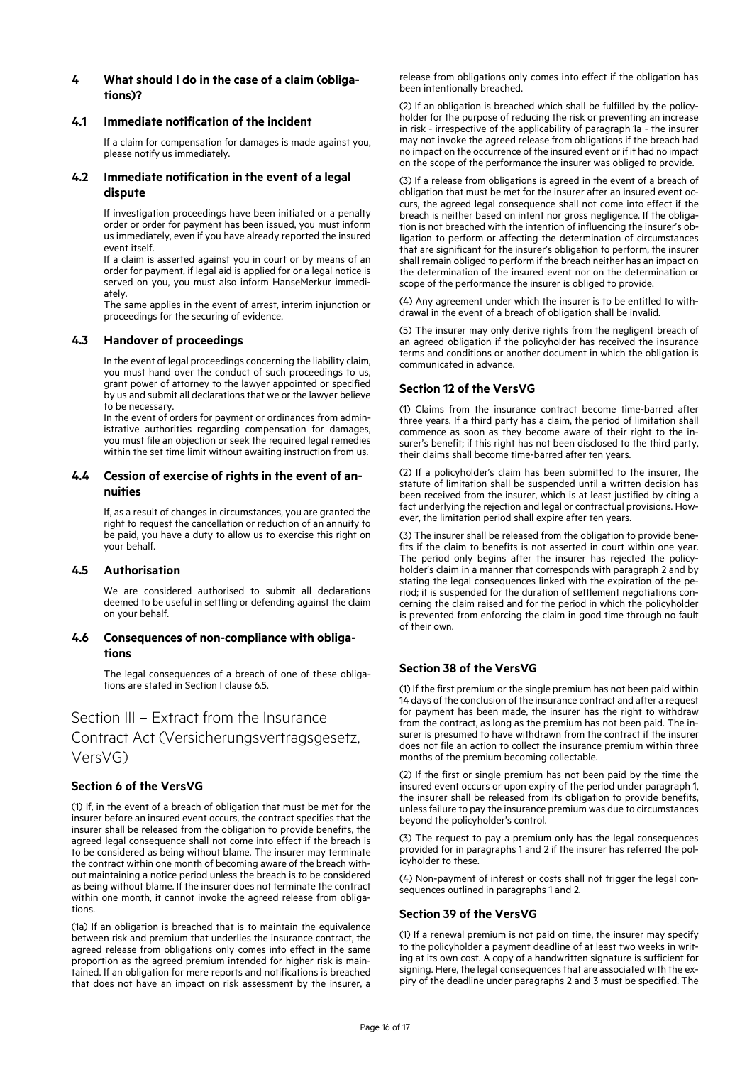## 4 What should I do in the case of a claim (obligations)?

### 4.1 Immediate notification of the incident

If a claim for compensation for damages is made against you, please notify us immediately.

### 4.2 Immediate notification in the event of a legal dispute

If investigation proceedings have been initiated or a penalty order or order for payment has been issued, you must inform us immediately, even if you have already reported the insured event itself.

If a claim is asserted against you in court or by means of an order for payment, if legal aid is applied for or a legal notice is served on you, you must also inform HanseMerkur immediately.

The same applies in the event of arrest, interim injunction or proceedings for the securing of evidence.

### 4.3 Handover of proceedings

In the event of legal proceedings concerning the liability claim, you must hand over the conduct of such proceedings to us, grant power of attorney to the lawyer appointed or specified by us and submit all declarations that we or the lawyer believe to be necessary.

In the event of orders for payment or ordinances from administrative authorities regarding compensation for damages, you must file an objection or seek the required legal remedies within the set time limit without awaiting instruction from us.

### 4.4 Cession of exercise of rights in the event of annuities

If, as a result of changes in circumstances, you are granted the right to request the cancellation or reduction of an annuity to be paid, you have a duty to allow us to exercise this right on your behalf.

### 4.5 Authorisation

We are considered authorised to submit all declarations deemed to be useful in settling or defending against the claim on your behalf.

### 4.6 Consequences of non-compliance with obligations

The legal consequences of a breach of one of these obligations are stated in Section I clause 6.5.

# Section III – Extract from the Insurance Contract Act (Versicherungsvertragsgesetz, VersVG)

### Section 6 of the VersVG

(1) If, in the event of a breach of obligation that must be met for the insurer before an insured event occurs, the contract specifies that the insurer shall be released from the obligation to provide benefits, the agreed legal consequence shall not come into effect if the breach is to be considered as being without blame. The insurer may terminate the contract within one month of becoming aware of the breach without maintaining a notice period unless the breach is to be considered as being without blame. If the insurer does not terminate the contract within one month, it cannot invoke the agreed release from obligations.

(1a) If an obligation is breached that is to maintain the equivalence between risk and premium that underlies the insurance contract, the agreed release from obligations only comes into effect in the same proportion as the agreed premium intended for higher risk is maintained. If an obligation for mere reports and notifications is breached that does not have an impact on risk assessment by the insurer, a release from obligations only comes into effect if the obligation has been intentionally breached.

(2) If an obligation is breached which shall be fulfilled by the policyholder for the purpose of reducing the risk or preventing an increase in risk - irrespective of the applicability of paragraph 1a - the insurer may not invoke the agreed release from obligations if the breach had no impact on the occurrence of the insured event or if it had no impact on the scope of the performance the insurer was obliged to provide.

(3) If a release from obligations is agreed in the event of a breach of obligation that must be met for the insurer after an insured event occurs, the agreed legal consequence shall not come into effect if the breach is neither based on intent nor gross negligence. If the obligation is not breached with the intention of influencing the insurer's obligation to perform or affecting the determination of circumstances that are significant for the insurer's obligation to perform, the insurer shall remain obliged to perform if the breach neither has an impact on the determination of the insured event nor on the determination or scope of the performance the insurer is obliged to provide.

(4) Any agreement under which the insurer is to be entitled to withdrawal in the event of a breach of obligation shall be invalid.

(5) The insurer may only derive rights from the negligent breach of an agreed obligation if the policyholder has received the insurance terms and conditions or another document in which the obligation is communicated in advance.

### Section 12 of the VersVG

(1) Claims from the insurance contract become time-barred after three years. If a third party has a claim, the period of limitation shall commence as soon as they become aware of their right to the insurer's benefit; if this right has not been disclosed to the third party, their claims shall become time-barred after ten years.

(2) If a policyholder's claim has been submitted to the insurer, the statute of limitation shall be suspended until a written decision has been received from the insurer, which is at least justified by citing a fact underlying the rejection and legal or contractual provisions. However, the limitation period shall expire after ten years.

(3) The insurer shall be released from the obligation to provide benefits if the claim to benefits is not asserted in court within one year. The period only begins after the insurer has rejected the policyholder's claim in a manner that corresponds with paragraph 2 and by stating the legal consequences linked with the expiration of the period; it is suspended for the duration of settlement negotiations concerning the claim raised and for the period in which the policyholder is prevented from enforcing the claim in good time through no fault of their own.

### Section 38 of the VersVG

(1) If the first premium or the single premium has not been paid within 14 days of the conclusion of the insurance contract and after a request for payment has been made, the insurer has the right to withdraw from the contract, as long as the premium has not been paid. The insurer is presumed to have withdrawn from the contract if the insurer does not file an action to collect the insurance premium within three months of the premium becoming collectable.

(2) If the first or single premium has not been paid by the time the insured event occurs or upon expiry of the period under paragraph 1, the insurer shall be released from its obligation to provide benefits, unless failure to pay the insurance premium was due to circumstances beyond the policyholder's control.

(3) The request to pay a premium only has the legal consequences provided for in paragraphs 1 and 2 if the insurer has referred the policyholder to these.

(4) Non-payment of interest or costs shall not trigger the legal consequences outlined in paragraphs 1 and 2.

### Section 39 of the VersVG

(1) If a renewal premium is not paid on time, the insurer may specify to the policyholder a payment deadline of at least two weeks in writing at its own cost. A copy of a handwritten signature is sufficient for signing. Here, the legal consequences that are associated with the expiry of the deadline under paragraphs 2 and 3 must be specified. The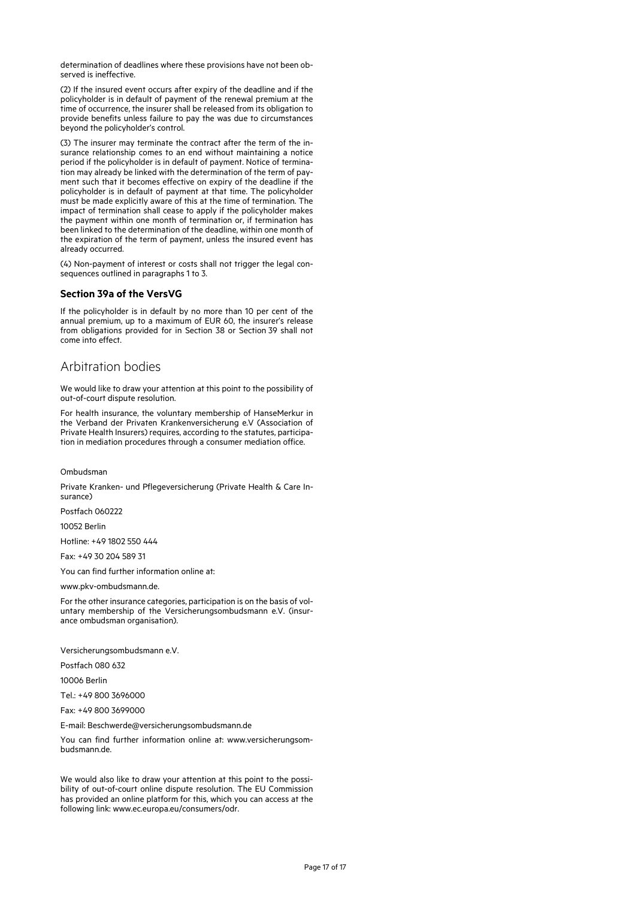determination of deadlines where these provisions have not been observed is ineffective.

(2) If the insured event occurs after expiry of the deadline and if the policyholder is in default of payment of the renewal premium at the time of occurrence, the insurer shall be released from its obligation to provide benefits unless failure to pay the was due to circumstances beyond the policyholder's control.

(3) The insurer may terminate the contract after the term of the insurance relationship comes to an end without maintaining a notice period if the policyholder is in default of payment. Notice of termination may already be linked with the determination of the term of payment such that it becomes effective on expiry of the deadline if the policyholder is in default of payment at that time. The policyholder must be made explicitly aware of this at the time of termination. The impact of termination shall cease to apply if the policyholder makes the payment within one month of termination or, if termination has been linked to the determination of the deadline, within one month of the expiration of the term of payment, unless the insured event has already occurred.

(4) Non-payment of interest or costs shall not trigger the legal consequences outlined in paragraphs 1 to 3.

### Section 39a of the VersVG

If the policyholder is in default by no more than 10 per cent of the annual premium, up to a maximum of EUR 60, the insurer's release from obligations provided for in Section 38 or Section 39 shall not come into effect.

## Arbitration bodies

We would like to draw your attention at this point to the possibility of out-of-court dispute resolution.

For health insurance, the voluntary membership of HanseMerkur in the Verband der Privaten Krankenversicherung e.V (Association of Private Health Insurers) requires, according to the statutes, participation in mediation procedures through a consumer mediation office.

Ombudsman

Private Kranken- und Pflegeversicherung (Private Health & Care Insurance)

Postfach 060222

10052 Berlin

Hotline: +49 1802 550 444

Fax: +49 30 204 589 31

You can find further information online at:

www.pkv-ombudsmann.de.

For the other insurance categories, participation is on the basis of voluntary membership of the Versicherungsombudsmann e.V. (insurance ombudsman organisation).

Versicherungsombudsmann e.V.

Postfach 080 632

10006 Berlin

Tel.: +49 800 3696000

Fax: +49 800 3699000

E-mail: Beschwerde@versicherungsombudsmann.de

You can find further information online at: www.versicherungsombudsmann.de.

We would also like to draw your attention at this point to the possibility of out-of-court online dispute resolution. The EU Commission has provided an online platform for this, which you can access at the following link: www.ec.europa.eu/consumers/odr.